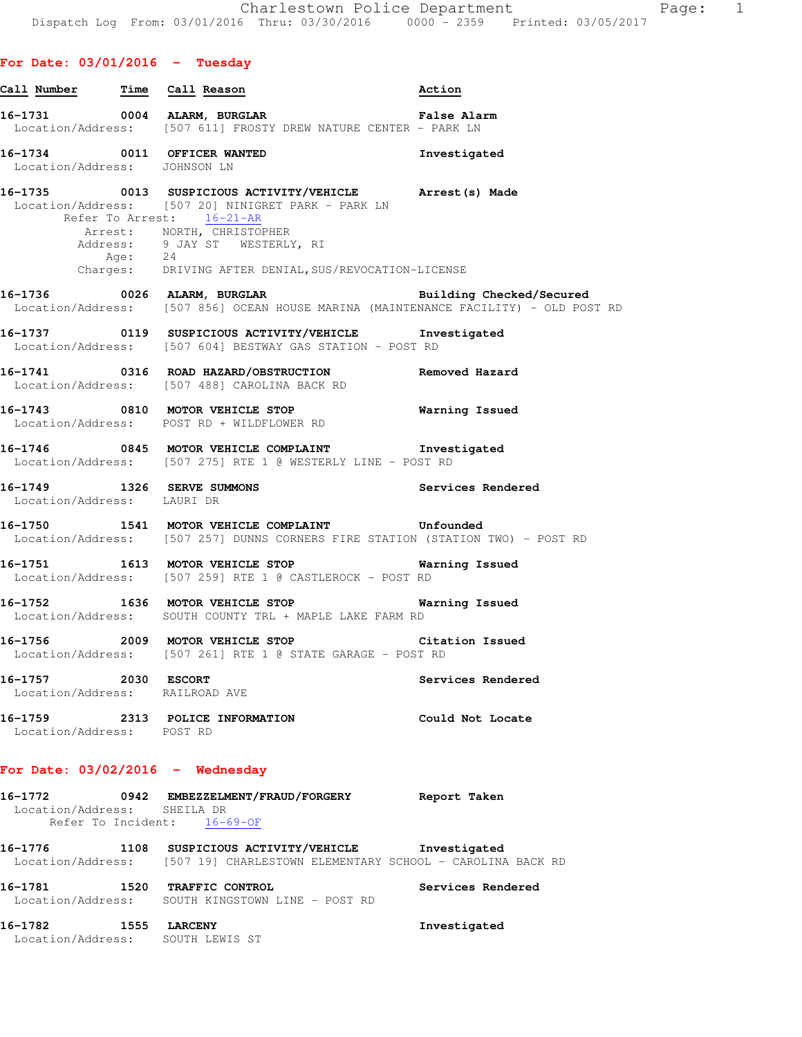Charlestown Police Department
Dispatch Log From: 03/01/2016 Thru: 03/30/2016 0000 - 2359 Printed: 03/05/2017

## For Date: 03/01/2016 - Tuesday

| Call Number | Time | Call Reason | Action |
|---|---|---|---|

**16-1731** 0004 **ALARM, BURGLAR** — **False Alarm**
Location/Address: [507 611] FROSTY DREW NATURE CENTER - PARK LN

**16-1734** 0011 **OFFICER WANTED** — **Investigated**
Location/Address: JOHNSON LN

**16-1735** 0013 **SUSPICIOUS ACTIVITY/VEHICLE** — **Arrest(s) Made**
Location/Address: [507 20] NINIGRET PARK - PARK LN
Refer To Arrest: 16-21-AR
Arrest: NORTH, CHRISTOPHER
Address: 9 JAY ST WESTERLY, RI
Age: 24
Charges: DRIVING AFTER DENIAL,SUS/REVOCATION-LICENSE

**16-1736** 0026 **ALARM, BURGLAR** — **Building Checked/Secured**
Location/Address: [507 856] OCEAN HOUSE MARINA (MAINTENANCE FACILITY) - OLD POST RD

**16-1737** 0119 **SUSPICIOUS ACTIVITY/VEHICLE** — **Investigated**
Location/Address: [507 604] BESTWAY GAS STATION - POST RD

**16-1741** 0316 **ROAD HAZARD/OBSTRUCTION** — **Removed Hazard**
Location/Address: [507 488] CAROLINA BACK RD

**16-1743** 0810 **MOTOR VEHICLE STOP** — **Warning Issued**
Location/Address: POST RD + WILDFLOWER RD

**16-1746** 0845 **MOTOR VEHICLE COMPLAINT** — **Investigated**
Location/Address: [507 275] RTE 1 @ WESTERLY LINE - POST RD

**16-1749** 1326 **SERVE SUMMONS** — **Services Rendered**
Location/Address: LAURI DR

**16-1750** 1541 **MOTOR VEHICLE COMPLAINT** — **Unfounded**
Location/Address: [507 257] DUNNS CORNERS FIRE STATION (STATION TWO) - POST RD

**16-1751** 1613 **MOTOR VEHICLE STOP** — **Warning Issued**
Location/Address: [507 259] RTE 1 @ CASTLEROCK - POST RD

**16-1752** 1636 **MOTOR VEHICLE STOP** — **Warning Issued**
Location/Address: SOUTH COUNTY TRL + MAPLE LAKE FARM RD

**16-1756** 2009 **MOTOR VEHICLE STOP** — **Citation Issued**
Location/Address: [507 261] RTE 1 @ STATE GARAGE - POST RD

**16-1757** 2030 **ESCORT** — **Services Rendered**
Location/Address: RAILROAD AVE

**16-1759** 2313 **POLICE INFORMATION** — **Could Not Locate**
Location/Address: POST RD

## For Date: 03/02/2016 - Wednesday

**16-1772** 0942 **EMBEZZELMENT/FRAUD/FORGERY** — **Report Taken**
Location/Address: SHEILA DR
Refer To Incident: 16-69-OF

**16-1776** 1108 **SUSPICIOUS ACTIVITY/VEHICLE** — **Investigated**
Location/Address: [507 19] CHARLESTOWN ELEMENTARY SCHOOL - CAROLINA BACK RD

**16-1781** 1520 **TRAFFIC CONTROL** — **Services Rendered**
Location/Address: SOUTH KINGSTOWN LINE - POST RD

**16-1782** 1555 **LARCENY** — **Investigated**
Location/Address: SOUTH LEWIS ST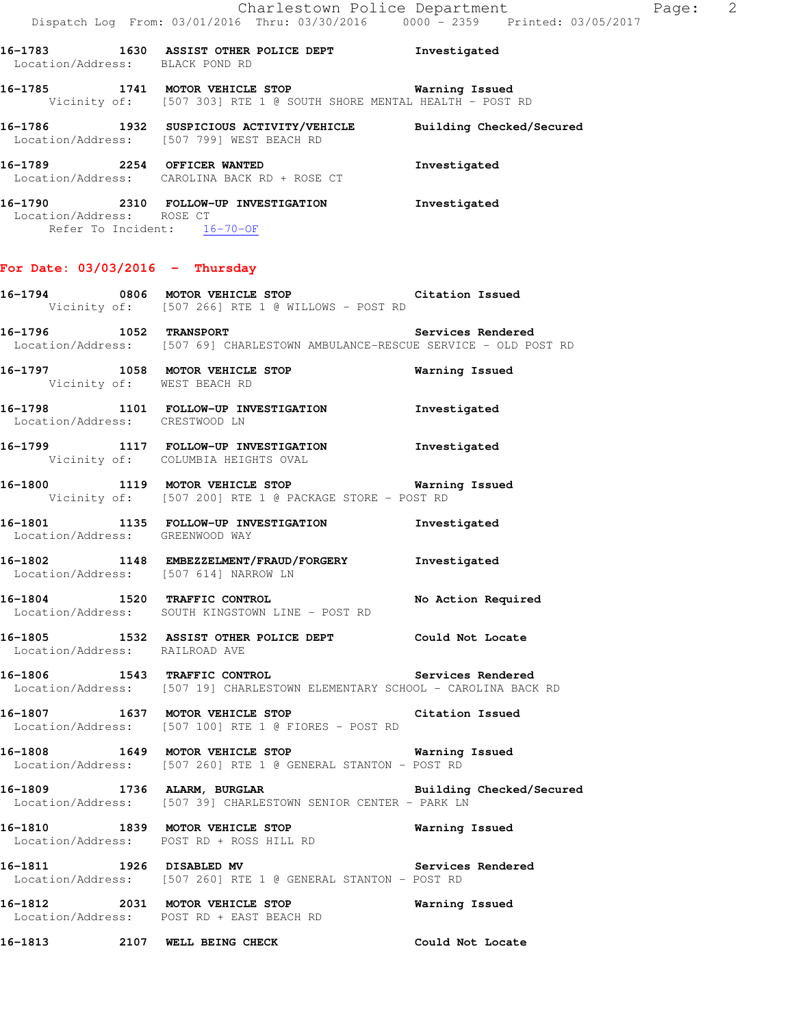**16-1783 1630 ASSIST OTHER POLICE DEPT** Investigated
Location/Address: BLACK POND RD

**16-1785 1741 MOTOR VEHICLE STOP** Warning Issued
Vicinity of: [507 303] RTE 1 @ SOUTH SHORE MENTAL HEALTH - POST RD

**16-1786 1932 SUSPICIOUS ACTIVITY/VEHICLE** Building Checked/Secured
Location/Address: [507 799] WEST BEACH RD

**16-1789 2254 OFFICER WANTED** Investigated
Location/Address: CAROLINA BACK RD + ROSE CT

**16-1790 2310 FOLLOW-UP INVESTIGATION** Investigated
Location/Address: ROSE CT
Refer To Incident: 16-70-OF

## For Date: 03/03/2016 - Thursday

**16-1794 0806 MOTOR VEHICLE STOP** Citation Issued
Vicinity of: [507 266] RTE 1 @ WILLOWS - POST RD

**16-1796 1052 TRANSPORT** Services Rendered
Location/Address: [507 69] CHARLESTOWN AMBULANCE-RESCUE SERVICE - OLD POST RD

**16-1797 1058 MOTOR VEHICLE STOP** Warning Issued
Vicinity of: WEST BEACH RD

**16-1798 1101 FOLLOW-UP INVESTIGATION** Investigated
Location/Address: CRESTWOOD LN

**16-1799 1117 FOLLOW-UP INVESTIGATION** Investigated
Vicinity of: COLUMBIA HEIGHTS OVAL

**16-1800 1119 MOTOR VEHICLE STOP** Warning Issued
Vicinity of: [507 200] RTE 1 @ PACKAGE STORE - POST RD

**16-1801 1135 FOLLOW-UP INVESTIGATION** Investigated
Location/Address: GREENWOOD WAY

**16-1802 1148 EMBEZZELMENT/FRAUD/FORGERY** Investigated
Location/Address: [507 614] NARROW LN

**16-1804 1520 TRAFFIC CONTROL** No Action Required
Location/Address: SOUTH KINGSTOWN LINE - POST RD

**16-1805 1532 ASSIST OTHER POLICE DEPT** Could Not Locate
Location/Address: RAILROAD AVE

**16-1806 1543 TRAFFIC CONTROL** Services Rendered
Location/Address: [507 19] CHARLESTOWN ELEMENTARY SCHOOL - CAROLINA BACK RD

**16-1807 1637 MOTOR VEHICLE STOP** Citation Issued
Location/Address: [507 100] RTE 1 @ FIORES - POST RD

**16-1808 1649 MOTOR VEHICLE STOP** Warning Issued
Location/Address: [507 260] RTE 1 @ GENERAL STANTON - POST RD

**16-1809 1736 ALARM, BURGLAR** Building Checked/Secured
Location/Address: [507 39] CHARLESTOWN SENIOR CENTER - PARK LN

**16-1810 1839 MOTOR VEHICLE STOP** Warning Issued
Location/Address: POST RD + ROSS HILL RD

**16-1811 1926 DISABLED MV** Services Rendered
Location/Address: [507 260] RTE 1 @ GENERAL STANTON - POST RD

**16-1812 2031 MOTOR VEHICLE STOP** Warning Issued
Location/Address: POST RD + EAST BEACH RD

**16-1813 2107 WELL BEING CHECK** Could Not Locate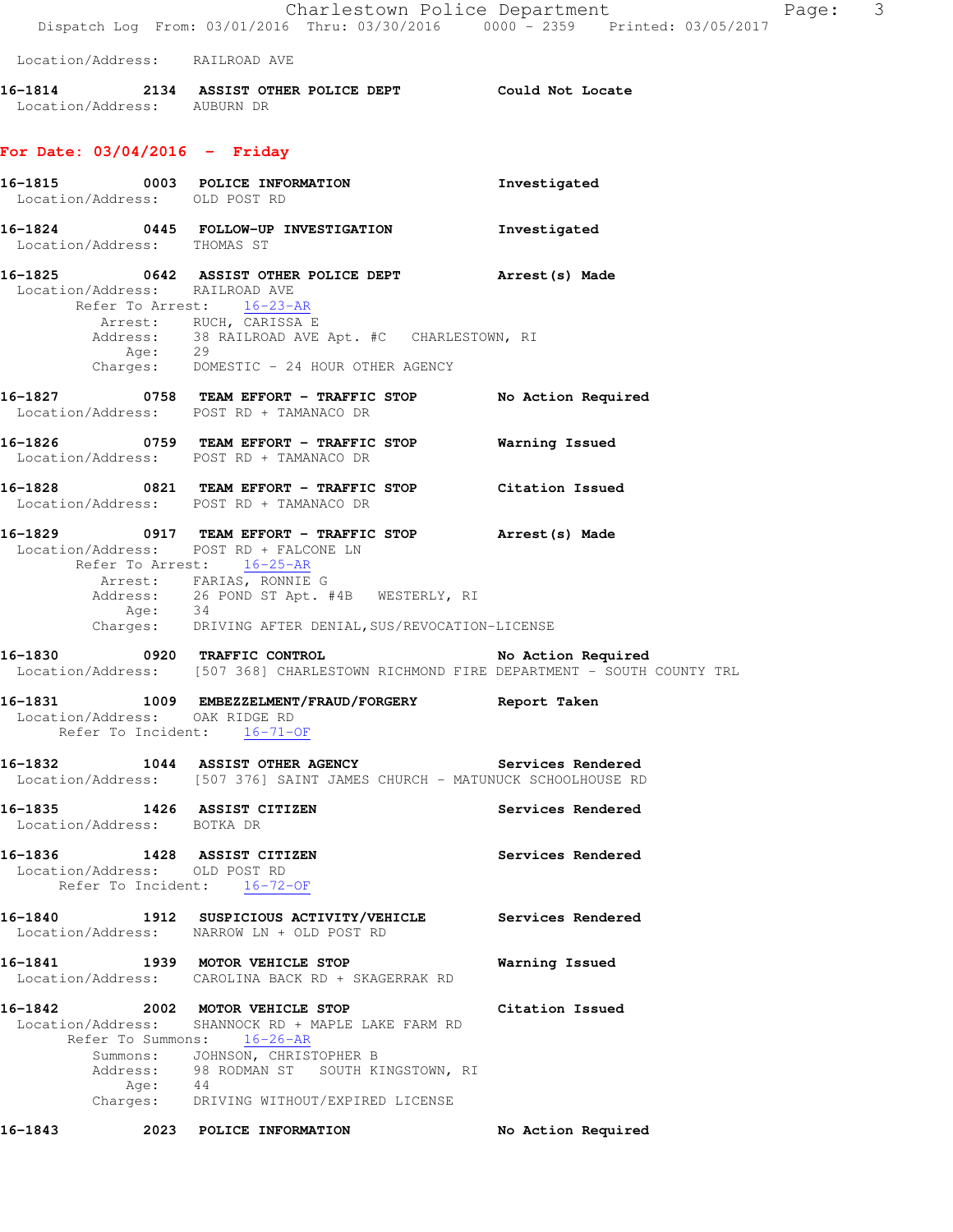Location/Address: RAILROAD AVE

**16-1814 2134 ASSIST OTHER POLICE DEPT Could Not Locate**
Location/Address: AUBURN DR

## For Date: 03/04/2016 - Friday

**16-1815 0003 POLICE INFORMATION Investigated**
Location/Address: OLD POST RD

**16-1824 0445 FOLLOW-UP INVESTIGATION Investigated**
Location/Address: THOMAS ST

**16-1825 0642 ASSIST OTHER POLICE DEPT Arrest(s) Made**
Location/Address: RAILROAD AVE
Refer To Arrest: 16-23-AR
Arrest: RUCH, CARISSA E
Address: 38 RAILROAD AVE Apt. #C CHARLESTOWN, RI
Age: 29
Charges: DOMESTIC - 24 HOUR OTHER AGENCY

**16-1827 0758 TEAM EFFORT - TRAFFIC STOP No Action Required**
Location/Address: POST RD + TAMANACO DR

**16-1826 0759 TEAM EFFORT - TRAFFIC STOP Warning Issued**
Location/Address: POST RD + TAMANACO DR

**16-1828 0821 TEAM EFFORT - TRAFFIC STOP Citation Issued**
Location/Address: POST RD + TAMANACO DR

**16-1829 0917 TEAM EFFORT - TRAFFIC STOP Arrest(s) Made**
Location/Address: POST RD + FALCONE LN
Refer To Arrest: 16-25-AR
Arrest: FARIAS, RONNIE G
Address: 26 POND ST Apt. #4B WESTERLY, RI
Age: 34
Charges: DRIVING AFTER DENIAL,SUS/REVOCATION-LICENSE

**16-1830 0920 TRAFFIC CONTROL No Action Required**
Location/Address: [507 368] CHARLESTOWN RICHMOND FIRE DEPARTMENT - SOUTH COUNTY TRL

**16-1831 1009 EMBEZZELMENT/FRAUD/FORGERY Report Taken**
Location/Address: OAK RIDGE RD
Refer To Incident: 16-71-OF

**16-1832 1044 ASSIST OTHER AGENCY Services Rendered**
Location/Address: [507 376] SAINT JAMES CHURCH - MATUNUCK SCHOOLHOUSE RD

**16-1835 1426 ASSIST CITIZEN Services Rendered**
Location/Address: BOTKA DR

**16-1836 1428 ASSIST CITIZEN Services Rendered**
Location/Address: OLD POST RD
Refer To Incident: 16-72-OF

**16-1840 1912 SUSPICIOUS ACTIVITY/VEHICLE Services Rendered**
Location/Address: NARROW LN + OLD POST RD

**16-1841 1939 MOTOR VEHICLE STOP Warning Issued**
Location/Address: CAROLINA BACK RD + SKAGERRAK RD

**16-1842 2002 MOTOR VEHICLE STOP Citation Issued**
Location/Address: SHANNOCK RD + MAPLE LAKE FARM RD
Refer To Summons: 16-26-AR
Summons: JOHNSON, CHRISTOPHER B
Address: 98 RODMAN ST SOUTH KINGSTOWN, RI
Age: 44
Charges: DRIVING WITHOUT/EXPIRED LICENSE

**16-1843 2023 POLICE INFORMATION No Action Required**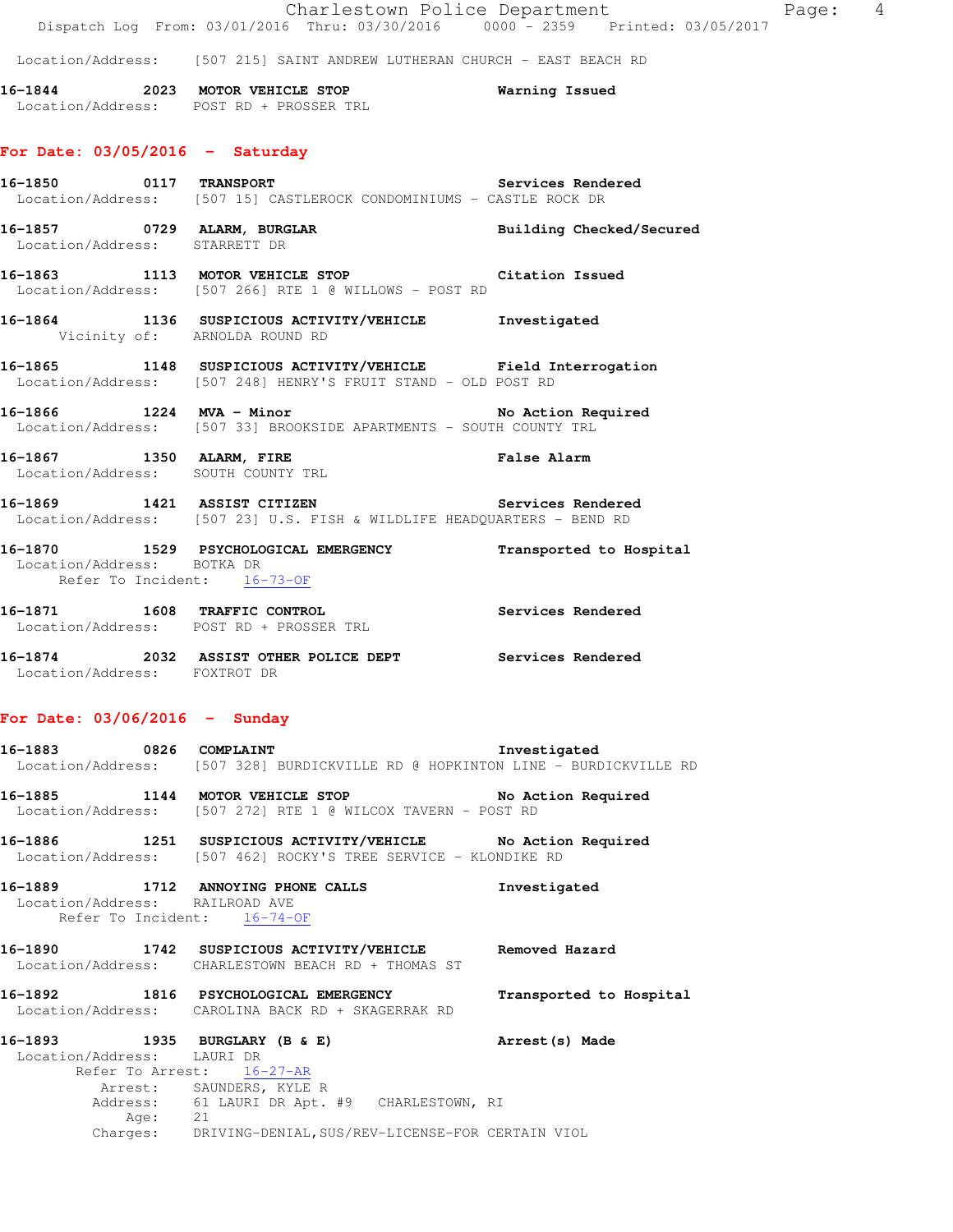Location/Address: [507 215] SAINT ANDREW LUTHERAN CHURCH - EAST BEACH RD

**16-1844 2023 MOTOR VEHICLE STOP** Warning Issued
Location/Address: POST RD + PROSSER TRL

## For Date: 03/05/2016 - Saturday

**16-1850 0117 TRANSPORT** Services Rendered
Location/Address: [507 15] CASTLEROCK CONDOMINIUMS - CASTLE ROCK DR

**16-1857 0729 ALARM, BURGLAR** Building Checked/Secured
Location/Address: STARRETT DR

**16-1863 1113 MOTOR VEHICLE STOP** Citation Issued
Location/Address: [507 266] RTE 1 @ WILLOWS - POST RD

**16-1864 1136 SUSPICIOUS ACTIVITY/VEHICLE** Investigated
Vicinity of: ARNOLDA ROUND RD

**16-1865 1148 SUSPICIOUS ACTIVITY/VEHICLE** Field Interrogation
Location/Address: [507 248] HENRY'S FRUIT STAND - OLD POST RD

**16-1866 1224 MVA - Minor** No Action Required
Location/Address: [507 33] BROOKSIDE APARTMENTS - SOUTH COUNTY TRL

**16-1867 1350 ALARM, FIRE** False Alarm
Location/Address: SOUTH COUNTY TRL

**16-1869 1421 ASSIST CITIZEN** Services Rendered
Location/Address: [507 23] U.S. FISH & WILDLIFE HEADQUARTERS - BEND RD

**16-1870 1529 PSYCHOLOGICAL EMERGENCY** Transported to Hospital
Location/Address: BOTKA DR
Refer To Incident: 16-73-OF

**16-1871 1608 TRAFFIC CONTROL** Services Rendered
Location/Address: POST RD + PROSSER TRL

**16-1874 2032 ASSIST OTHER POLICE DEPT** Services Rendered
Location/Address: FOXTROT DR

## For Date: 03/06/2016 - Sunday

**16-1883 0826 COMPLAINT** Investigated
Location/Address: [507 328] BURDICKVILLE RD @ HOPKINTON LINE - BURDICKVILLE RD

**16-1885 1144 MOTOR VEHICLE STOP** No Action Required
Location/Address: [507 272] RTE 1 @ WILCOX TAVERN - POST RD

**16-1886 1251 SUSPICIOUS ACTIVITY/VEHICLE** No Action Required
Location/Address: [507 462] ROCKY'S TREE SERVICE - KLONDIKE RD

**16-1889 1712 ANNOYING PHONE CALLS** Investigated
Location/Address: RAILROAD AVE
Refer To Incident: 16-74-OF

**16-1890 1742 SUSPICIOUS ACTIVITY/VEHICLE** Removed Hazard
Location/Address: CHARLESTOWN BEACH RD + THOMAS ST

**16-1892 1816 PSYCHOLOGICAL EMERGENCY** Transported to Hospital
Location/Address: CAROLINA BACK RD + SKAGERRAK RD

**16-1893 1935 BURGLARY (B & E)** Arrest(s) Made
Location/Address: LAURI DR
Refer To Arrest: 16-27-AR
Arrest: SAUNDERS, KYLE R
Address: 61 LAURI DR Apt. #9 CHARLESTOWN, RI
Age: 21
Charges: DRIVING-DENIAL,SUS/REV-LICENSE-FOR CERTAIN VIOL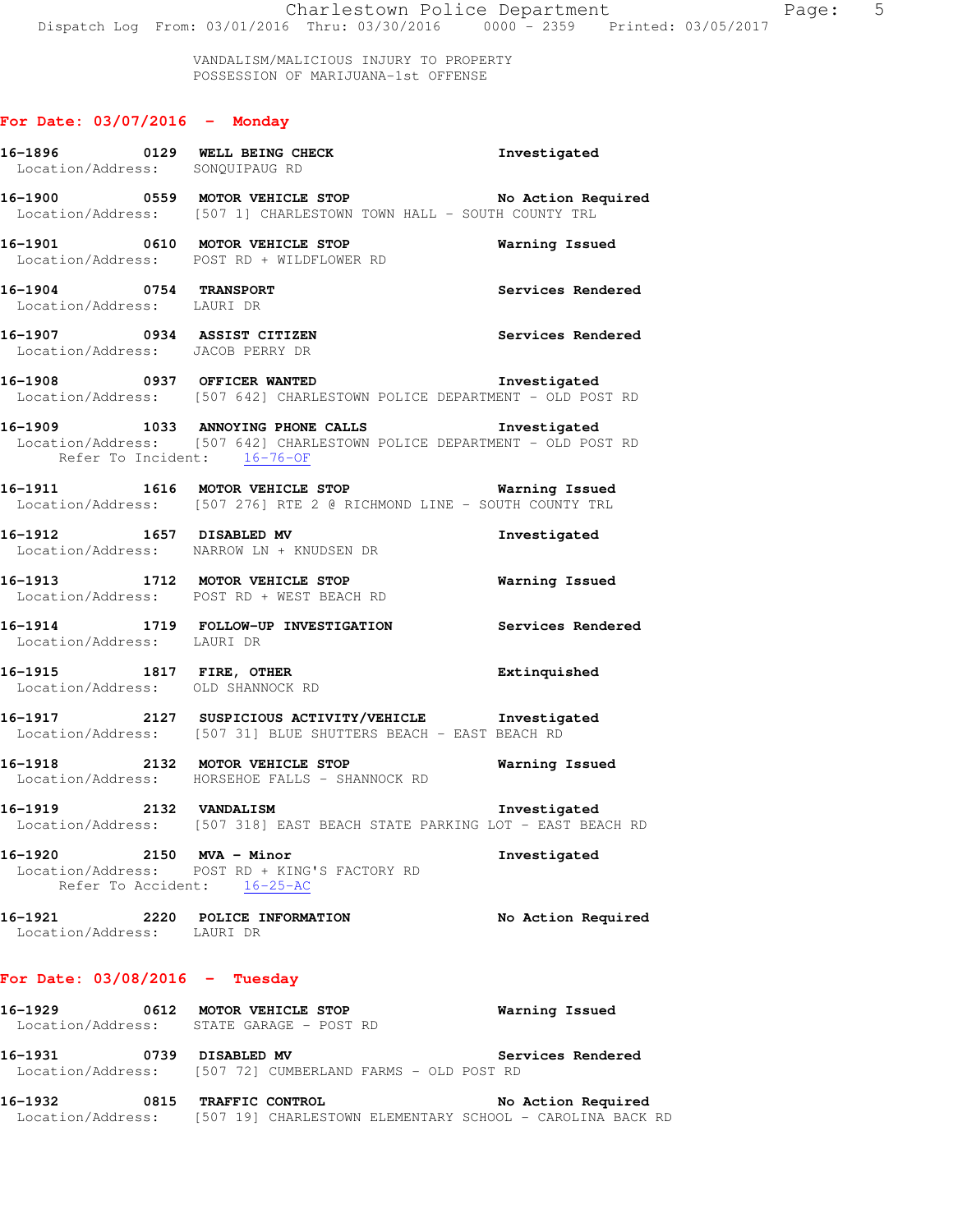VANDALISM/MALICIOUS INJURY TO PROPERTY
POSSESSION OF MARIJUANA-1st OFFENSE

## For Date: 03/07/2016 - Monday

**16-1896 0129 WELL BEING CHECK** Investigated
Location/Address: SONQUIPAUG RD

**16-1900 0559 MOTOR VEHICLE STOP** No Action Required
Location/Address: [507 1] CHARLESTOWN TOWN HALL - SOUTH COUNTY TRL

**16-1901 0610 MOTOR VEHICLE STOP** Warning Issued
Location/Address: POST RD + WILDFLOWER RD

**16-1904 0754 TRANSPORT** Services Rendered
Location/Address: LAURI DR

**16-1907 0934 ASSIST CITIZEN** Services Rendered
Location/Address: JACOB PERRY DR

**16-1908 0937 OFFICER WANTED** Investigated
Location/Address: [507 642] CHARLESTOWN POLICE DEPARTMENT - OLD POST RD

**16-1909 1033 ANNOYING PHONE CALLS** Investigated
Location/Address: [507 642] CHARLESTOWN POLICE DEPARTMENT - OLD POST RD
Refer To Incident: 16-76-OF

**16-1911 1616 MOTOR VEHICLE STOP** Warning Issued
Location/Address: [507 276] RTE 2 @ RICHMOND LINE - SOUTH COUNTY TRL

**16-1912 1657 DISABLED MV** Investigated
Location/Address: NARROW LN + KNUDSEN DR

**16-1913 1712 MOTOR VEHICLE STOP** Warning Issued
Location/Address: POST RD + WEST BEACH RD

**16-1914 1719 FOLLOW-UP INVESTIGATION** Services Rendered
Location/Address: LAURI DR

**16-1915 1817 FIRE, OTHER** Extinquished
Location/Address: OLD SHANNOCK RD

**16-1917 2127 SUSPICIOUS ACTIVITY/VEHICLE** Investigated
Location/Address: [507 31] BLUE SHUTTERS BEACH - EAST BEACH RD

**16-1918 2132 MOTOR VEHICLE STOP** Warning Issued
Location/Address: HORSEHOE FALLS - SHANNOCK RD

**16-1919 2132 VANDALISM** Investigated
Location/Address: [507 318] EAST BEACH STATE PARKING LOT - EAST BEACH RD

**16-1920 2150 MVA - Minor** Investigated
Location/Address: POST RD + KING'S FACTORY RD
Refer To Accident: 16-25-AC

**16-1921 2220 POLICE INFORMATION** No Action Required
Location/Address: LAURI DR

## For Date: 03/08/2016 - Tuesday

**16-1929 0612 MOTOR VEHICLE STOP** Warning Issued
Location/Address: STATE GARAGE - POST RD

**16-1931 0739 DISABLED MV** Services Rendered
Location/Address: [507 72] CUMBERLAND FARMS - OLD POST RD

**16-1932 0815 TRAFFIC CONTROL** No Action Required
Location/Address: [507 19] CHARLESTOWN ELEMENTARY SCHOOL - CAROLINA BACK RD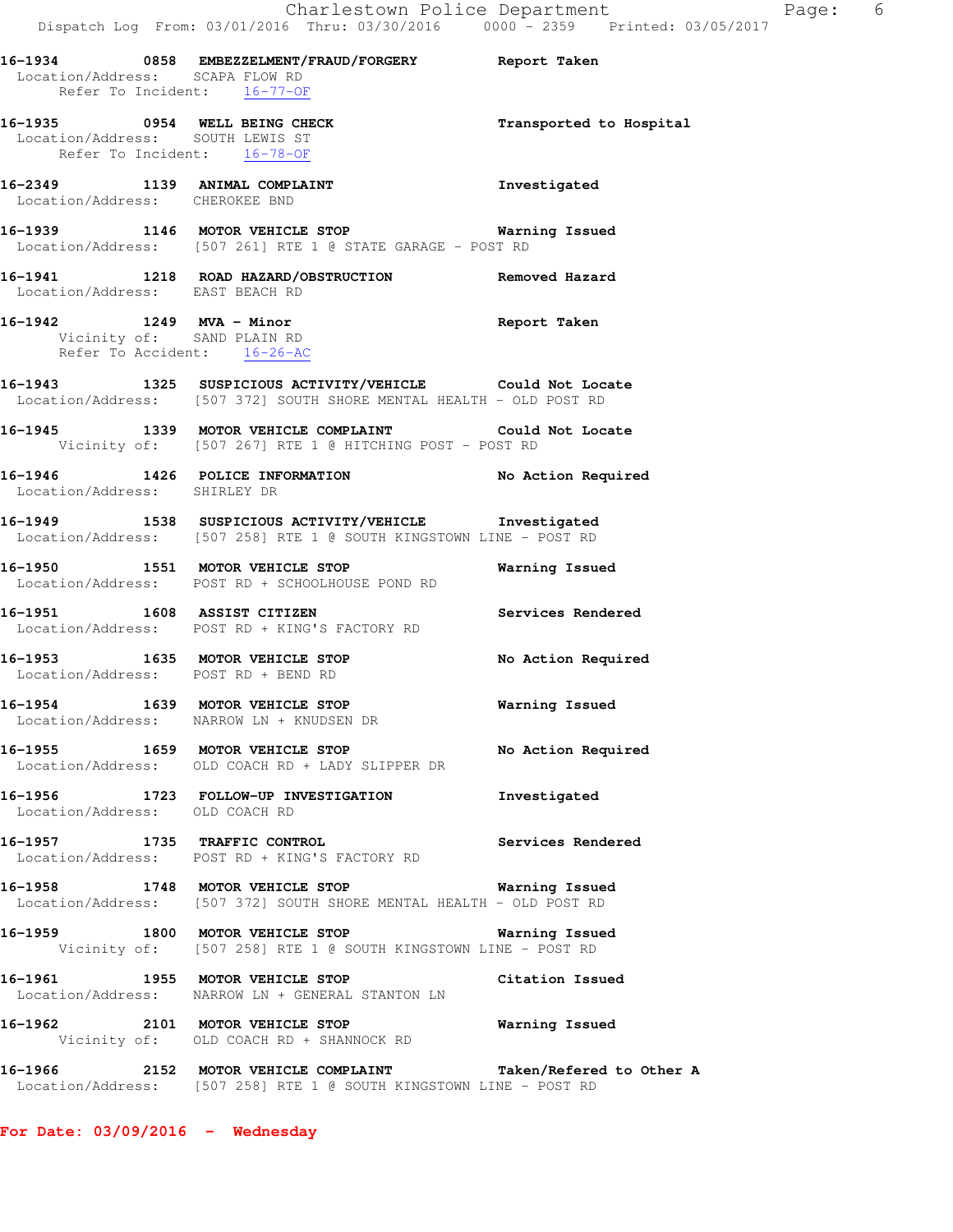**16-1934 0858 EMBEZZELMENT/FRAUD/FORGERY** **Report Taken**
Location/Address: SCAPA FLOW RD
Refer To Incident: 16-77-OF

**16-1935 0954 WELL BEING CHECK** **Transported to Hospital**
Location/Address: SOUTH LEWIS ST
Refer To Incident: 16-78-OF

**16-2349 1139 ANIMAL COMPLAINT** **Investigated**
Location/Address: CHEROKEE BND

**16-1939 1146 MOTOR VEHICLE STOP** **Warning Issued**
Location/Address: [507 261] RTE 1 @ STATE GARAGE - POST RD

**16-1941 1218 ROAD HAZARD/OBSTRUCTION** **Removed Hazard**
Location/Address: EAST BEACH RD

**16-1942 1249 MVA - Minor** **Report Taken**
Vicinity of: SAND PLAIN RD
Refer To Accident: 16-26-AC

**16-1943 1325 SUSPICIOUS ACTIVITY/VEHICLE** **Could Not Locate**
Location/Address: [507 372] SOUTH SHORE MENTAL HEALTH - OLD POST RD

**16-1945 1339 MOTOR VEHICLE COMPLAINT** **Could Not Locate**
Vicinity of: [507 267] RTE 1 @ HITCHING POST - POST RD

**16-1946 1426 POLICE INFORMATION** **No Action Required**
Location/Address: SHIRLEY DR

**16-1949 1538 SUSPICIOUS ACTIVITY/VEHICLE** **Investigated**
Location/Address: [507 258] RTE 1 @ SOUTH KINGSTOWN LINE - POST RD

**16-1950 1551 MOTOR VEHICLE STOP** **Warning Issued**
Location/Address: POST RD + SCHOOLHOUSE POND RD

**16-1951 1608 ASSIST CITIZEN** **Services Rendered**
Location/Address: POST RD + KING'S FACTORY RD

**16-1953 1635 MOTOR VEHICLE STOP** **No Action Required**
Location/Address: POST RD + BEND RD

**16-1954 1639 MOTOR VEHICLE STOP** **Warning Issued**
Location/Address: NARROW LN + KNUDSEN DR

**16-1955 1659 MOTOR VEHICLE STOP** **No Action Required**
Location/Address: OLD COACH RD + LADY SLIPPER DR

**16-1956 1723 FOLLOW-UP INVESTIGATION** **Investigated**
Location/Address: OLD COACH RD

**16-1957 1735 TRAFFIC CONTROL** **Services Rendered**
Location/Address: POST RD + KING'S FACTORY RD

**16-1958 1748 MOTOR VEHICLE STOP** **Warning Issued**
Location/Address: [507 372] SOUTH SHORE MENTAL HEALTH - OLD POST RD

**16-1959 1800 MOTOR VEHICLE STOP** **Warning Issued**
Vicinity of: [507 258] RTE 1 @ SOUTH KINGSTOWN LINE - POST RD

**16-1961 1955 MOTOR VEHICLE STOP** **Citation Issued**
Location/Address: NARROW LN + GENERAL STANTON LN

**16-1962 2101 MOTOR VEHICLE STOP** **Warning Issued**
Vicinity of: OLD COACH RD + SHANNOCK RD

**16-1966 2152 MOTOR VEHICLE COMPLAINT** **Taken/Refered to Other A**
Location/Address: [507 258] RTE 1 @ SOUTH KINGSTOWN LINE - POST RD

**For Date: 03/09/2016 - Wednesday**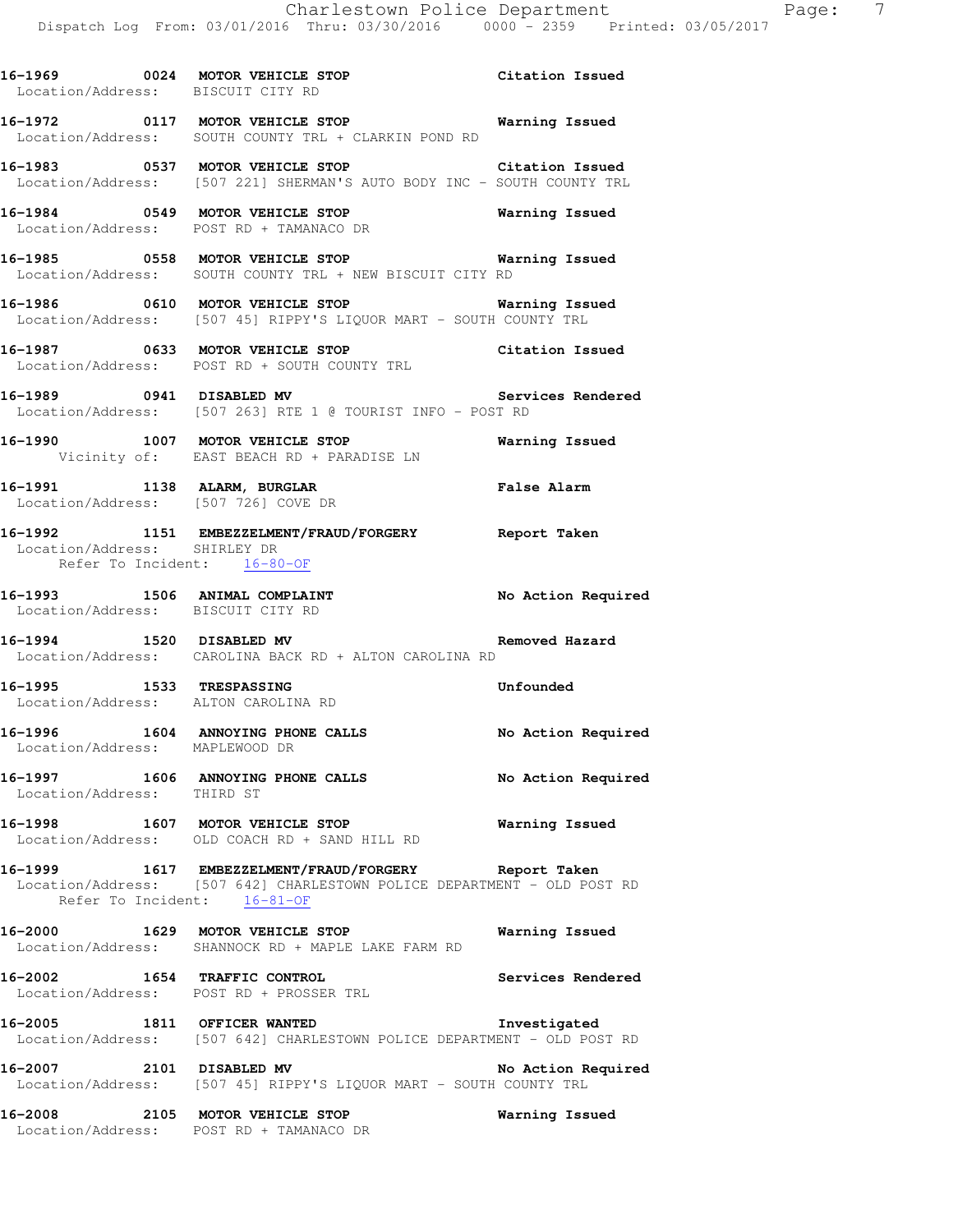16-1969 0024 **MOTOR VEHICLE STOP** **Citation Issued**
Location/Address: BISCUIT CITY RD

16-1972 0117 **MOTOR VEHICLE STOP** **Warning Issued**
Location/Address: SOUTH COUNTY TRL + CLARKIN POND RD

16-1983 0537 **MOTOR VEHICLE STOP** **Citation Issued**
Location/Address: [507 221] SHERMAN'S AUTO BODY INC - SOUTH COUNTY TRL

16-1984 0549 **MOTOR VEHICLE STOP** **Warning Issued**
Location/Address: POST RD + TAMANACO DR

16-1985 0558 **MOTOR VEHICLE STOP** **Warning Issued**
Location/Address: SOUTH COUNTY TRL + NEW BISCUIT CITY RD

16-1986 0610 **MOTOR VEHICLE STOP** **Warning Issued**
Location/Address: [507 45] RIPPY'S LIQUOR MART - SOUTH COUNTY TRL

16-1987 0633 **MOTOR VEHICLE STOP** **Citation Issued**
Location/Address: POST RD + SOUTH COUNTY TRL

16-1989 0941 **DISABLED MV** **Services Rendered**
Location/Address: [507 263] RTE 1 @ TOURIST INFO - POST RD

16-1990 1007 **MOTOR VEHICLE STOP** **Warning Issued**
Vicinity of: EAST BEACH RD + PARADISE LN

16-1991 1138 **ALARM, BURGLAR** **False Alarm**
Location/Address: [507 726] COVE DR

16-1992 1151 **EMBEZZELMENT/FRAUD/FORGERY** **Report Taken**
Location/Address: SHIRLEY DR
Refer To Incident: 16-80-OF

16-1993 1506 **ANIMAL COMPLAINT** **No Action Required**
Location/Address: BISCUIT CITY RD

16-1994 1520 **DISABLED MV** **Removed Hazard**
Location/Address: CAROLINA BACK RD + ALTON CAROLINA RD

16-1995 1533 **TRESPASSING** **Unfounded**
Location/Address: ALTON CAROLINA RD

16-1996 1604 **ANNOYING PHONE CALLS** **No Action Required**
Location/Address: MAPLEWOOD DR

16-1997 1606 **ANNOYING PHONE CALLS** **No Action Required**
Location/Address: THIRD ST

16-1998 1607 **MOTOR VEHICLE STOP** **Warning Issued**
Location/Address: OLD COACH RD + SAND HILL RD

16-1999 1617 **EMBEZZELMENT/FRAUD/FORGERY** **Report Taken**
Location/Address: [507 642] CHARLESTOWN POLICE DEPARTMENT - OLD POST RD
Refer To Incident: 16-81-OF

16-2000 1629 **MOTOR VEHICLE STOP** **Warning Issued**
Location/Address: SHANNOCK RD + MAPLE LAKE FARM RD

16-2002 1654 **TRAFFIC CONTROL** **Services Rendered**
Location/Address: POST RD + PROSSER TRL

16-2005 1811 **OFFICER WANTED** **Investigated**
Location/Address: [507 642] CHARLESTOWN POLICE DEPARTMENT - OLD POST RD

16-2007 2101 **DISABLED MV** **No Action Required**
Location/Address: [507 45] RIPPY'S LIQUOR MART - SOUTH COUNTY TRL

16-2008 2105 **MOTOR VEHICLE STOP** **Warning Issued**
Location/Address: POST RD + TAMANACO DR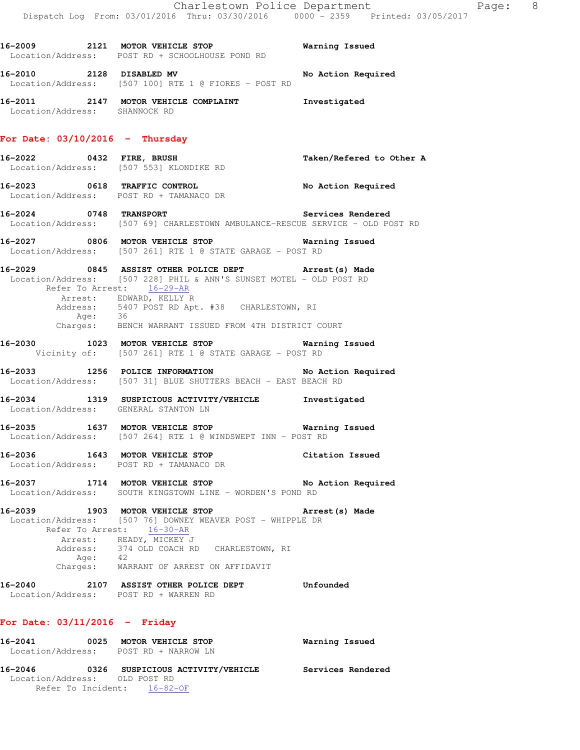16-2009 2121 MOTOR VEHICLE STOP Warning Issued
Location/Address: POST RD + SCHOOLHOUSE POND RD

16-2010 2128 DISABLED MV No Action Required
Location/Address: [507 100] RTE 1 @ FIORES - POST RD

16-2011 2147 MOTOR VEHICLE COMPLAINT Investigated
Location/Address: SHANNOCK RD

## For Date: 03/10/2016 - Thursday

16-2022 0432 FIRE, BRUSH Taken/Refered to Other A
Location/Address: [507 553] KLONDIKE RD

16-2023 0618 TRAFFIC CONTROL No Action Required
Location/Address: POST RD + TAMANACO DR

16-2024 0748 TRANSPORT Services Rendered
Location/Address: [507 69] CHARLESTOWN AMBULANCE-RESCUE SERVICE - OLD POST RD

16-2027 0806 MOTOR VEHICLE STOP Warning Issued
Location/Address: [507 261] RTE 1 @ STATE GARAGE - POST RD

16-2029 0845 ASSIST OTHER POLICE DEPT Arrest(s) Made
Location/Address: [507 228] PHIL & ANN'S SUNSET MOTEL - OLD POST RD
Refer To Arrest: 16-29-AR
Arrest: EDWARD, KELLY R
Address: 5407 POST RD Apt. #38 CHARLESTOWN, RI
Age: 36
Charges: BENCH WARRANT ISSUED FROM 4TH DISTRICT COURT

16-2030 1023 MOTOR VEHICLE STOP Warning Issued
Vicinity of: [507 261] RTE 1 @ STATE GARAGE - POST RD

16-2033 1256 POLICE INFORMATION No Action Required
Location/Address: [507 31] BLUE SHUTTERS BEACH - EAST BEACH RD

16-2034 1319 SUSPICIOUS ACTIVITY/VEHICLE Investigated
Location/Address: GENERAL STANTON LN

16-2035 1637 MOTOR VEHICLE STOP Warning Issued
Location/Address: [507 264] RTE 1 @ WINDSWEPT INN - POST RD

16-2036 1643 MOTOR VEHICLE STOP Citation Issued
Location/Address: POST RD + TAMANACO DR

16-2037 1714 MOTOR VEHICLE STOP No Action Required
Location/Address: SOUTH KINGSTOWN LINE - WORDEN'S POND RD

16-2039 1903 MOTOR VEHICLE STOP Arrest(s) Made
Location/Address: [507 76] DOWNEY WEAVER POST - WHIPPLE DR
Refer To Arrest: 16-30-AR
Arrest: READY, MICKEY J
Address: 374 OLD COACH RD CHARLESTOWN, RI
Age: 42
Charges: WARRANT OF ARREST ON AFFIDAVIT

16-2040 2107 ASSIST OTHER POLICE DEPT Unfounded
Location/Address: POST RD + WARREN RD

## For Date: 03/11/2016 - Friday

16-2041 0025 MOTOR VEHICLE STOP Warning Issued
Location/Address: POST RD + NARROW LN

16-2046 0326 SUSPICIOUS ACTIVITY/VEHICLE Services Rendered
Location/Address: OLD POST RD
Refer To Incident: 16-82-OF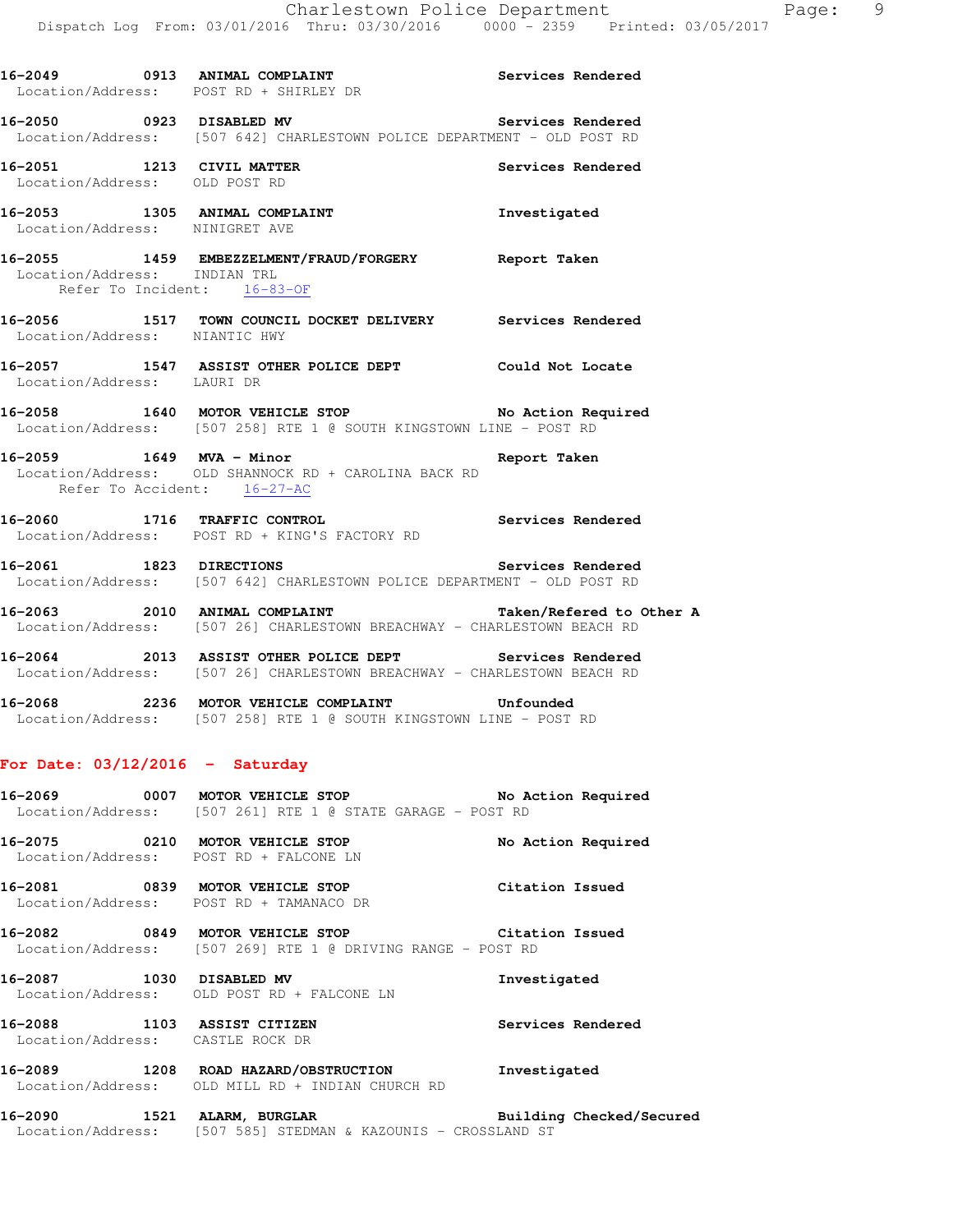16-2049 0913 **ANIMAL COMPLAINT** Services Rendered
Location/Address: POST RD + SHIRLEY DR

16-2050 0923 **DISABLED MV** Services Rendered
Location/Address: [507 642] CHARLESTOWN POLICE DEPARTMENT - OLD POST RD

16-2051 1213 **CIVIL MATTER** Services Rendered
Location/Address: OLD POST RD

16-2053 1305 **ANIMAL COMPLAINT** Investigated
Location/Address: NINIGRET AVE

16-2055 1459 **EMBEZZELMENT/FRAUD/FORGERY** Report Taken
Location/Address: INDIAN TRL
Refer To Incident: 16-83-OF

16-2056 1517 **TOWN COUNCIL DOCKET DELIVERY** Services Rendered
Location/Address: NIANTIC HWY

16-2057 1547 **ASSIST OTHER POLICE DEPT** Could Not Locate
Location/Address: LAURI DR

16-2058 1640 **MOTOR VEHICLE STOP** No Action Required
Location/Address: [507 258] RTE 1 @ SOUTH KINGSTOWN LINE - POST RD

16-2059 1649 **MVA - Minor** Report Taken
Location/Address: OLD SHANNOCK RD + CAROLINA BACK RD
Refer To Accident: 16-27-AC

16-2060 1716 **TRAFFIC CONTROL** Services Rendered
Location/Address: POST RD + KING'S FACTORY RD

16-2061 1823 **DIRECTIONS** Services Rendered
Location/Address: [507 642] CHARLESTOWN POLICE DEPARTMENT - OLD POST RD

16-2063 2010 **ANIMAL COMPLAINT** Taken/Refered to Other A
Location/Address: [507 26] CHARLESTOWN BREACHWAY - CHARLESTOWN BEACH RD

16-2064 2013 **ASSIST OTHER POLICE DEPT** Services Rendered
Location/Address: [507 26] CHARLESTOWN BREACHWAY - CHARLESTOWN BEACH RD

16-2068 2236 **MOTOR VEHICLE COMPLAINT** Unfounded
Location/Address: [507 258] RTE 1 @ SOUTH KINGSTOWN LINE - POST RD

## For Date: 03/12/2016 - Saturday

16-2069 0007 **MOTOR VEHICLE STOP** No Action Required
Location/Address: [507 261] RTE 1 @ STATE GARAGE - POST RD

16-2075 0210 **MOTOR VEHICLE STOP** No Action Required
Location/Address: POST RD + FALCONE LN

16-2081 0839 **MOTOR VEHICLE STOP** Citation Issued
Location/Address: POST RD + TAMANACO DR

16-2082 0849 **MOTOR VEHICLE STOP** Citation Issued
Location/Address: [507 269] RTE 1 @ DRIVING RANGE - POST RD

16-2087 1030 **DISABLED MV** Investigated
Location/Address: OLD POST RD + FALCONE LN

16-2088 1103 **ASSIST CITIZEN** Services Rendered
Location/Address: CASTLE ROCK DR

16-2089 1208 **ROAD HAZARD/OBSTRUCTION** Investigated
Location/Address: OLD MILL RD + INDIAN CHURCH RD

16-2090 1521 **ALARM, BURGLAR** Building Checked/Secured
Location/Address: [507 585] STEDMAN & KAZOUNIS - CROSSLAND ST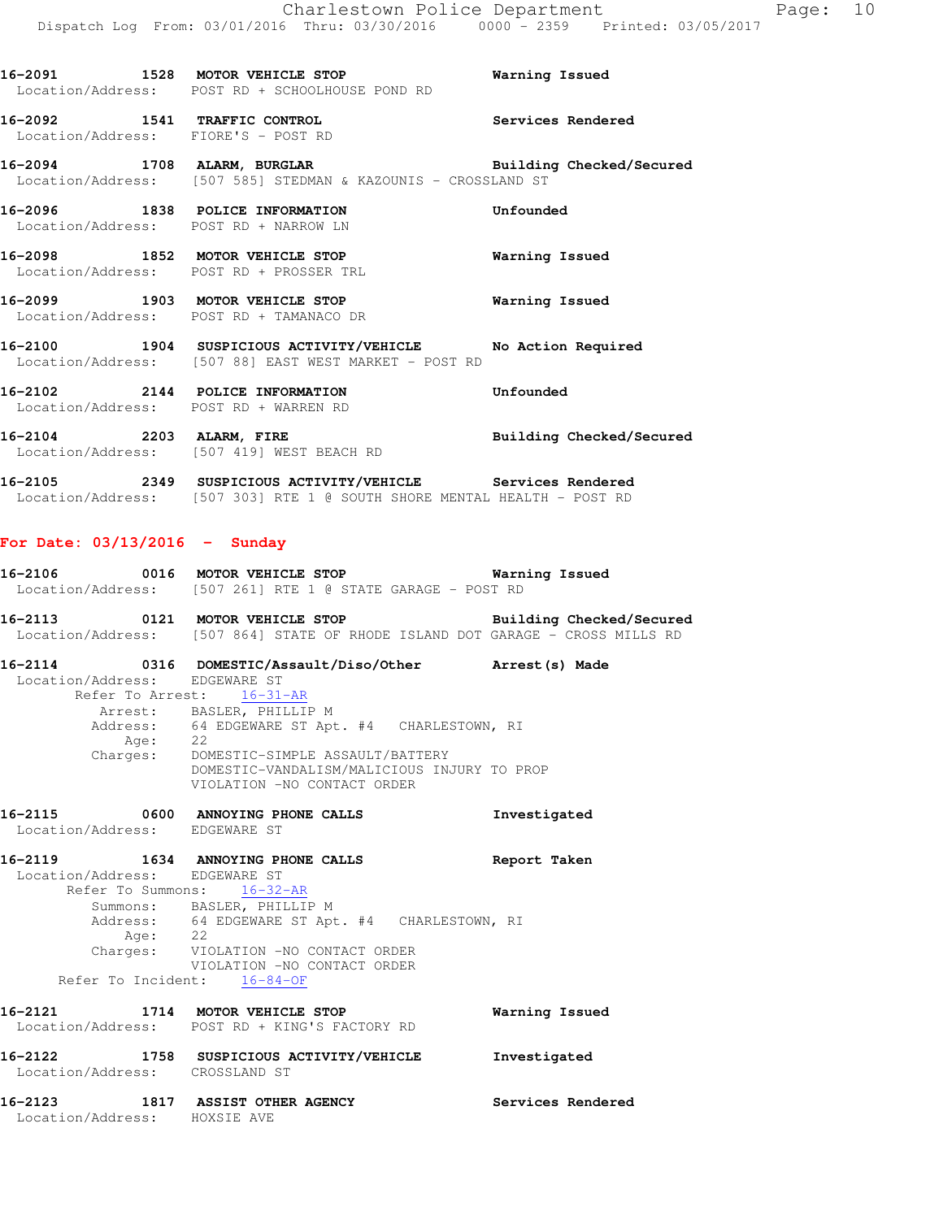**16-2091** 1528 **MOTOR VEHICLE STOP** **Warning Issued**
Location/Address: POST RD + SCHOOLHOUSE POND RD

**16-2092** 1541 **TRAFFIC CONTROL** **Services Rendered**
Location/Address: FIORE'S - POST RD

**16-2094** 1708 **ALARM, BURGLAR** **Building Checked/Secured**
Location/Address: [507 585] STEDMAN & KAZOUNIS - CROSSLAND ST

**16-2096** 1838 **POLICE INFORMATION** **Unfounded**
Location/Address: POST RD + NARROW LN

**16-2098** 1852 **MOTOR VEHICLE STOP** **Warning Issued**
Location/Address: POST RD + PROSSER TRL

**16-2099** 1903 **MOTOR VEHICLE STOP** **Warning Issued**
Location/Address: POST RD + TAMANACO DR

**16-2100** 1904 **SUSPICIOUS ACTIVITY/VEHICLE** **No Action Required**
Location/Address: [507 88] EAST WEST MARKET - POST RD

**16-2102** 2144 **POLICE INFORMATION** **Unfounded**
Location/Address: POST RD + WARREN RD

**16-2104** 2203 **ALARM, FIRE** **Building Checked/Secured**
Location/Address: [507 419] WEST BEACH RD

**16-2105** 2349 **SUSPICIOUS ACTIVITY/VEHICLE** **Services Rendered**
Location/Address: [507 303] RTE 1 @ SOUTH SHORE MENTAL HEALTH - POST RD

## For Date: 03/13/2016 - Sunday

**16-2106** 0016 **MOTOR VEHICLE STOP** **Warning Issued**
Location/Address: [507 261] RTE 1 @ STATE GARAGE - POST RD

**16-2113** 0121 **MOTOR VEHICLE STOP** **Building Checked/Secured**
Location/Address: [507 864] STATE OF RHODE ISLAND DOT GARAGE - CROSS MILLS RD

**16-2114** 0316 **DOMESTIC/Assault/Diso/Other** **Arrest(s) Made**
Location/Address: EDGEWARE ST
Refer To Arrest: 16-31-AR
Arrest: BASLER, PHILLIP M
Address: 64 EDGEWARE ST Apt. #4 CHARLESTOWN, RI
Age: 22
Charges: DOMESTIC-SIMPLE ASSAULT/BATTERY
DOMESTIC-VANDALISM/MALICIOUS INJURY TO PROP
VIOLATION -NO CONTACT ORDER

**16-2115** 0600 **ANNOYING PHONE CALLS** **Investigated**
Location/Address: EDGEWARE ST

**16-2119** 1634 **ANNOYING PHONE CALLS** **Report Taken**
Location/Address: EDGEWARE ST
Refer To Summons: 16-32-AR
Summons: BASLER, PHILLIP M
Address: 64 EDGEWARE ST Apt. #4 CHARLESTOWN, RI
Age: 22
Charges: VIOLATION -NO CONTACT ORDER
VIOLATION -NO CONTACT ORDER
Refer To Incident: 16-84-OF

**16-2121** 1714 **MOTOR VEHICLE STOP** **Warning Issued**
Location/Address: POST RD + KING'S FACTORY RD

**16-2122** 1758 **SUSPICIOUS ACTIVITY/VEHICLE** **Investigated**
Location/Address: CROSSLAND ST

**16-2123** 1817 **ASSIST OTHER AGENCY** **Services Rendered**
Location/Address: HOXSIE AVE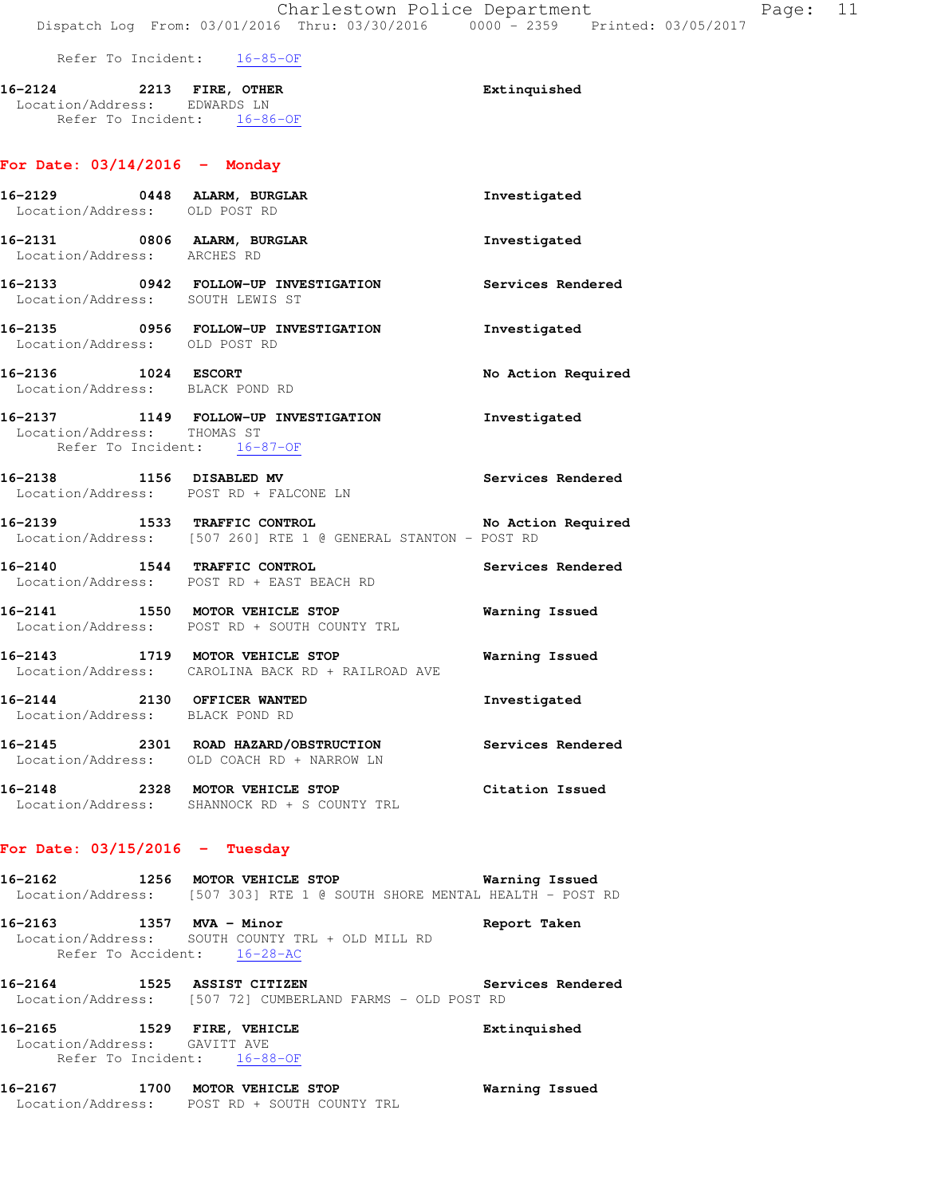Refer To Incident: 16-85-OF

**16-2124** 2213 **FIRE, OTHER** **Extinguished**
Location/Address: EDWARDS LN
Refer To Incident: 16-86-OF

## For Date: 03/14/2016 - Monday

**16-2129** 0448 **ALARM, BURGLAR** **Investigated**
Location/Address: OLD POST RD

**16-2131** 0806 **ALARM, BURGLAR** **Investigated**
Location/Address: ARCHES RD

**16-2133** 0942 **FOLLOW-UP INVESTIGATION** **Services Rendered**
Location/Address: SOUTH LEWIS ST

**16-2135** 0956 **FOLLOW-UP INVESTIGATION** **Investigated**
Location/Address: OLD POST RD

**16-2136** 1024 **ESCORT** **No Action Required**
Location/Address: BLACK POND RD

**16-2137** 1149 **FOLLOW-UP INVESTIGATION** **Investigated**
Location/Address: THOMAS ST
Refer To Incident: 16-87-OF

**16-2138** 1156 **DISABLED MV** **Services Rendered**
Location/Address: POST RD + FALCONE LN

**16-2139** 1533 **TRAFFIC CONTROL** **No Action Required**
Location/Address: [507 260] RTE 1 @ GENERAL STANTON - POST RD

**16-2140** 1544 **TRAFFIC CONTROL** **Services Rendered**
Location/Address: POST RD + EAST BEACH RD

**16-2141** 1550 **MOTOR VEHICLE STOP** **Warning Issued**
Location/Address: POST RD + SOUTH COUNTY TRL

**16-2143** 1719 **MOTOR VEHICLE STOP** **Warning Issued**
Location/Address: CAROLINA BACK RD + RAILROAD AVE

**16-2144** 2130 **OFFICER WANTED** **Investigated**
Location/Address: BLACK POND RD

**16-2145** 2301 **ROAD HAZARD/OBSTRUCTION** **Services Rendered**
Location/Address: OLD COACH RD + NARROW LN

**16-2148** 2328 **MOTOR VEHICLE STOP** **Citation Issued**
Location/Address: SHANNOCK RD + S COUNTY TRL

## For Date: 03/15/2016 - Tuesday

**16-2162** 1256 **MOTOR VEHICLE STOP** **Warning Issued**
Location/Address: [507 303] RTE 1 @ SOUTH SHORE MENTAL HEALTH - POST RD

**16-2163** 1357 **MVA - Minor** **Report Taken**
Location/Address: SOUTH COUNTY TRL + OLD MILL RD
Refer To Accident: 16-28-AC

**16-2164** 1525 **ASSIST CITIZEN** **Services Rendered**
Location/Address: [507 72] CUMBERLAND FARMS - OLD POST RD

**16-2165** 1529 **FIRE, VEHICLE** **Extinguished**
Location/Address: GAVITT AVE
Refer To Incident: 16-88-OF

**16-2167** 1700 **MOTOR VEHICLE STOP** **Warning Issued**
Location/Address: POST RD + SOUTH COUNTY TRL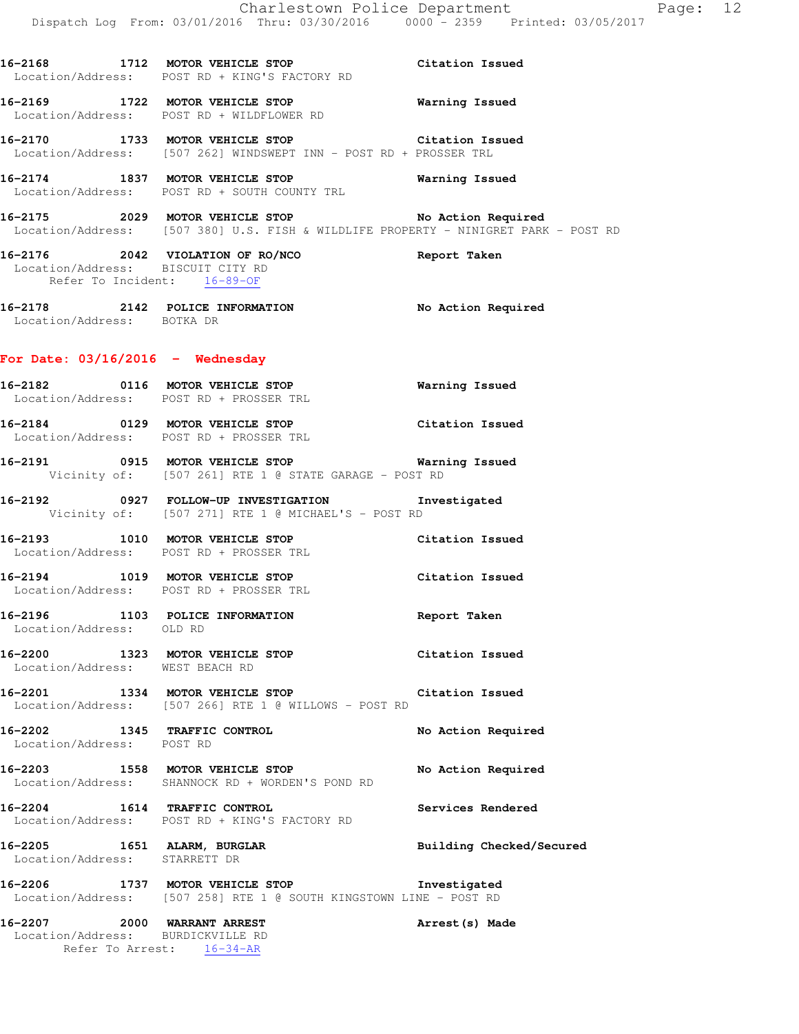16-2168 1712 **MOTOR VEHICLE STOP** Citation Issued
Location/Address: POST RD + KING'S FACTORY RD

16-2169 1722 **MOTOR VEHICLE STOP** Warning Issued
Location/Address: POST RD + WILDFLOWER RD

16-2170 1733 **MOTOR VEHICLE STOP** Citation Issued
Location/Address: [507 262] WINDSWEPT INN - POST RD + PROSSER TRL

16-2174 1837 **MOTOR VEHICLE STOP** Warning Issued
Location/Address: POST RD + SOUTH COUNTY TRL

16-2175 2029 **MOTOR VEHICLE STOP** No Action Required
Location/Address: [507 380] U.S. FISH & WILDLIFE PROPERTY - NINIGRET PARK - POST RD

16-2176 2042 **VIOLATION OF RO/NCO** Report Taken
Location/Address: BISCUIT CITY RD
Refer To Incident: 16-89-OF

16-2178 2142 **POLICE INFORMATION** No Action Required
Location/Address: BOTKA DR

## For Date: 03/16/2016 - Wednesday

16-2182 0116 **MOTOR VEHICLE STOP** Warning Issued
Location/Address: POST RD + PROSSER TRL

16-2184 0129 **MOTOR VEHICLE STOP** Citation Issued
Location/Address: POST RD + PROSSER TRL

16-2191 0915 **MOTOR VEHICLE STOP** Warning Issued
Vicinity of: [507 261] RTE 1 @ STATE GARAGE - POST RD

16-2192 0927 **FOLLOW-UP INVESTIGATION** Investigated
Vicinity of: [507 271] RTE 1 @ MICHAEL'S - POST RD

16-2193 1010 **MOTOR VEHICLE STOP** Citation Issued
Location/Address: POST RD + PROSSER TRL

16-2194 1019 **MOTOR VEHICLE STOP** Citation Issued
Location/Address: POST RD + PROSSER TRL

16-2196 1103 **POLICE INFORMATION** Report Taken
Location/Address: OLD RD

16-2200 1323 **MOTOR VEHICLE STOP** Citation Issued
Location/Address: WEST BEACH RD

16-2201 1334 **MOTOR VEHICLE STOP** Citation Issued
Location/Address: [507 266] RTE 1 @ WILLOWS - POST RD

16-2202 1345 **TRAFFIC CONTROL** No Action Required
Location/Address: POST RD

16-2203 1558 **MOTOR VEHICLE STOP** No Action Required
Location/Address: SHANNOCK RD + WORDEN'S POND RD

16-2204 1614 **TRAFFIC CONTROL** Services Rendered
Location/Address: POST RD + KING'S FACTORY RD

16-2205 1651 **ALARM, BURGLAR** Building Checked/Secured
Location/Address: STARRETT DR

16-2206 1737 **MOTOR VEHICLE STOP** Investigated
Location/Address: [507 258] RTE 1 @ SOUTH KINGSTOWN LINE - POST RD

16-2207 2000 **WARRANT ARREST** Arrest(s) Made
Location/Address: BURDICKVILLE RD
Refer To Arrest: 16-34-AR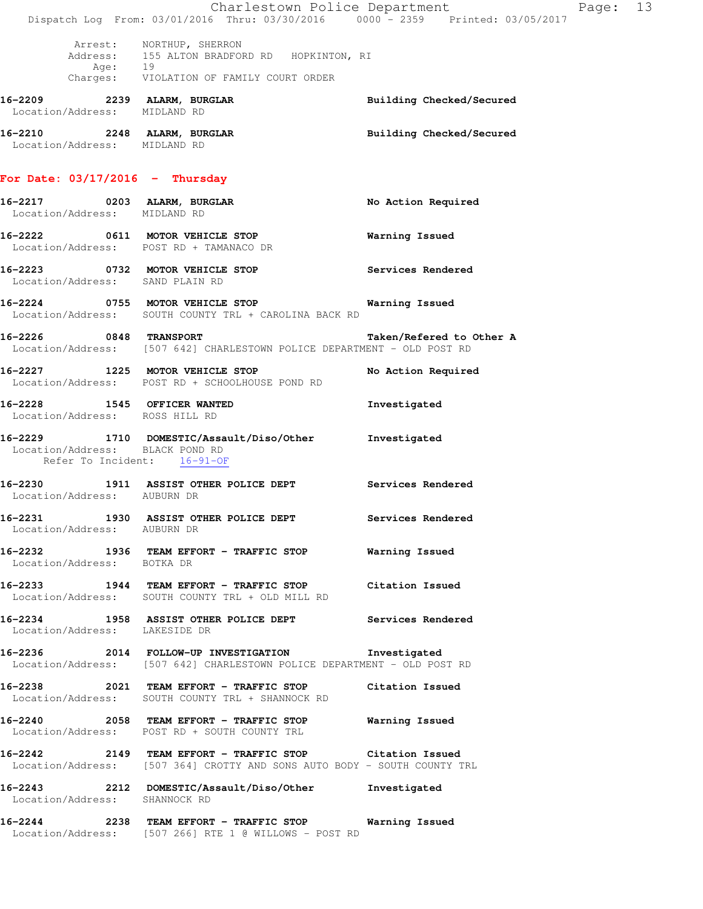Arrest: NORTHUP, SHERRON
Address: 155 ALTON BRADFORD RD HOPKINTON, RI
Age: 19
Charges: VIOLATION OF FAMILY COURT ORDER

**16-2209 2239 ALARM, BURGLAR** Building Checked/Secured
Location/Address: MIDLAND RD

**16-2210 2248 ALARM, BURGLAR** Building Checked/Secured
Location/Address: MIDLAND RD

## For Date: 03/17/2016 - Thursday

**16-2217 0203 ALARM, BURGLAR** No Action Required
Location/Address: MIDLAND RD

**16-2222 0611 MOTOR VEHICLE STOP** Warning Issued
Location/Address: POST RD + TAMANACO DR

**16-2223 0732 MOTOR VEHICLE STOP** Services Rendered
Location/Address: SAND PLAIN RD

**16-2224 0755 MOTOR VEHICLE STOP** Warning Issued
Location/Address: SOUTH COUNTY TRL + CAROLINA BACK RD

**16-2226 0848 TRANSPORT** Taken/Refered to Other A
Location/Address: [507 642] CHARLESTOWN POLICE DEPARTMENT - OLD POST RD

**16-2227 1225 MOTOR VEHICLE STOP** No Action Required
Location/Address: POST RD + SCHOOLHOUSE POND RD

**16-2228 1545 OFFICER WANTED** Investigated
Location/Address: ROSS HILL RD

**16-2229 1710 DOMESTIC/Assault/Diso/Other** Investigated
Location/Address: BLACK POND RD
Refer To Incident: 16-91-OF

**16-2230 1911 ASSIST OTHER POLICE DEPT** Services Rendered
Location/Address: AUBURN DR

**16-2231 1930 ASSIST OTHER POLICE DEPT** Services Rendered
Location/Address: AUBURN DR

**16-2232 1936 TEAM EFFORT - TRAFFIC STOP** Warning Issued
Location/Address: BOTKA DR

**16-2233 1944 TEAM EFFORT - TRAFFIC STOP** Citation Issued
Location/Address: SOUTH COUNTY TRL + OLD MILL RD

**16-2234 1958 ASSIST OTHER POLICE DEPT** Services Rendered
Location/Address: LAKESIDE DR

**16-2236 2014 FOLLOW-UP INVESTIGATION** Investigated
Location/Address: [507 642] CHARLESTOWN POLICE DEPARTMENT - OLD POST RD

**16-2238 2021 TEAM EFFORT - TRAFFIC STOP** Citation Issued
Location/Address: SOUTH COUNTY TRL + SHANNOCK RD

**16-2240 2058 TEAM EFFORT - TRAFFIC STOP** Warning Issued
Location/Address: POST RD + SOUTH COUNTY TRL

**16-2242 2149 TEAM EFFORT - TRAFFIC STOP** Citation Issued
Location/Address: [507 364] CROTTY AND SONS AUTO BODY - SOUTH COUNTY TRL

**16-2243 2212 DOMESTIC/Assault/Diso/Other** Investigated
Location/Address: SHANNOCK RD

**16-2244 2238 TEAM EFFORT - TRAFFIC STOP** Warning Issued
Location/Address: [507 266] RTE 1 @ WILLOWS - POST RD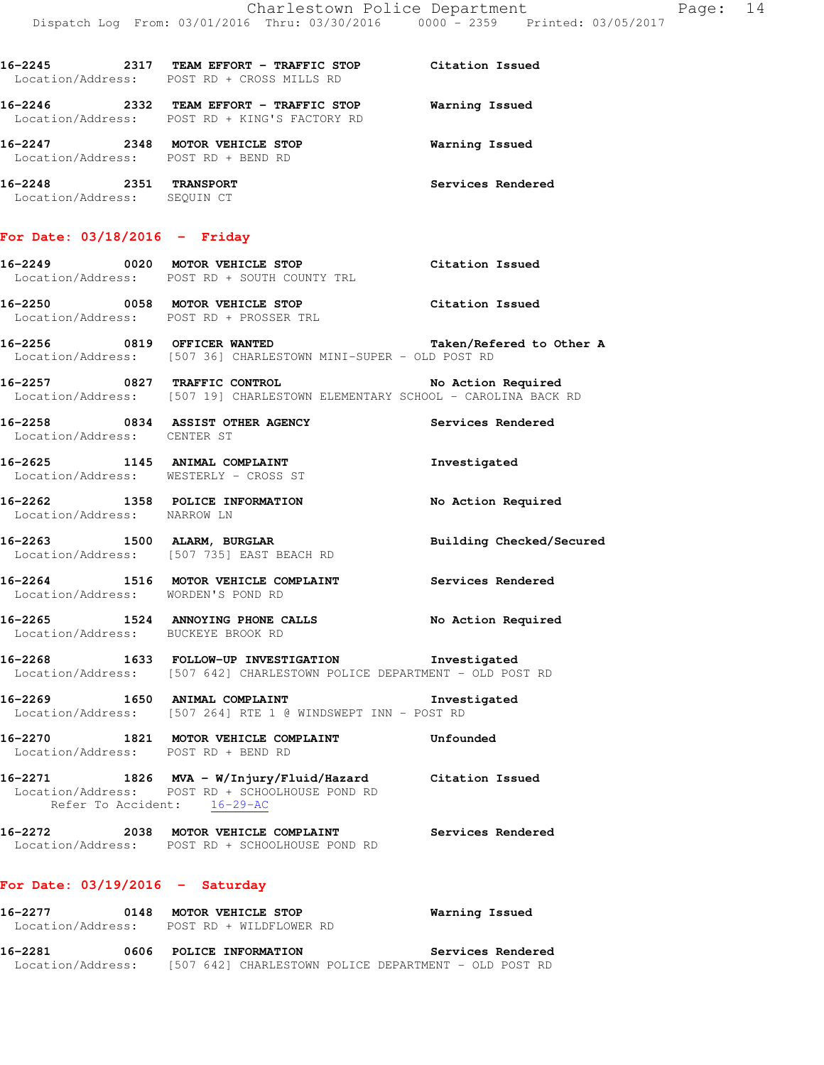16-2245 2317 **TEAM EFFORT - TRAFFIC STOP** Citation Issued
Location/Address: POST RD + CROSS MILLS RD

16-2246 2332 **TEAM EFFORT - TRAFFIC STOP** Warning Issued
Location/Address: POST RD + KING'S FACTORY RD

16-2247 2348 **MOTOR VEHICLE STOP** Warning Issued
Location/Address: POST RD + BEND RD

16-2248 2351 **TRANSPORT** Services Rendered
Location/Address: SEQUIN CT

## For Date: 03/18/2016 - Friday

16-2249 0020 **MOTOR VEHICLE STOP** Citation Issued
Location/Address: POST RD + SOUTH COUNTY TRL

16-2250 0058 **MOTOR VEHICLE STOP** Citation Issued
Location/Address: POST RD + PROSSER TRL

16-2256 0819 **OFFICER WANTED** Taken/Refered to Other A
Location/Address: [507 36] CHARLESTOWN MINI-SUPER - OLD POST RD

16-2257 0827 **TRAFFIC CONTROL** No Action Required
Location/Address: [507 19] CHARLESTOWN ELEMENTARY SCHOOL - CAROLINA BACK RD

16-2258 0834 **ASSIST OTHER AGENCY** Services Rendered
Location/Address: CENTER ST

16-2625 1145 **ANIMAL COMPLAINT** Investigated
Location/Address: WESTERLY - CROSS ST

16-2262 1358 **POLICE INFORMATION** No Action Required
Location/Address: NARROW LN

16-2263 1500 **ALARM, BURGLAR** Building Checked/Secured
Location/Address: [507 735] EAST BEACH RD

16-2264 1516 **MOTOR VEHICLE COMPLAINT** Services Rendered
Location/Address: WORDEN'S POND RD

16-2265 1524 **ANNOYING PHONE CALLS** No Action Required
Location/Address: BUCKEYE BROOK RD

16-2268 1633 **FOLLOW-UP INVESTIGATION** Investigated
Location/Address: [507 642] CHARLESTOWN POLICE DEPARTMENT - OLD POST RD

16-2269 1650 **ANIMAL COMPLAINT** Investigated
Location/Address: [507 264] RTE 1 @ WINDSWEPT INN - POST RD

16-2270 1821 **MOTOR VEHICLE COMPLAINT** Unfounded
Location/Address: POST RD + BEND RD

16-2271 1826 **MVA - W/Injury/Fluid/Hazard** Citation Issued
Location/Address: POST RD + SCHOOLHOUSE POND RD
Refer To Accident: 16-29-AC

16-2272 2038 **MOTOR VEHICLE COMPLAINT** Services Rendered
Location/Address: POST RD + SCHOOLHOUSE POND RD

## For Date: 03/19/2016 - Saturday

16-2277 0148 **MOTOR VEHICLE STOP** Warning Issued
Location/Address: POST RD + WILDFLOWER RD

16-2281 0606 **POLICE INFORMATION** Services Rendered
Location/Address: [507 642] CHARLESTOWN POLICE DEPARTMENT - OLD POST RD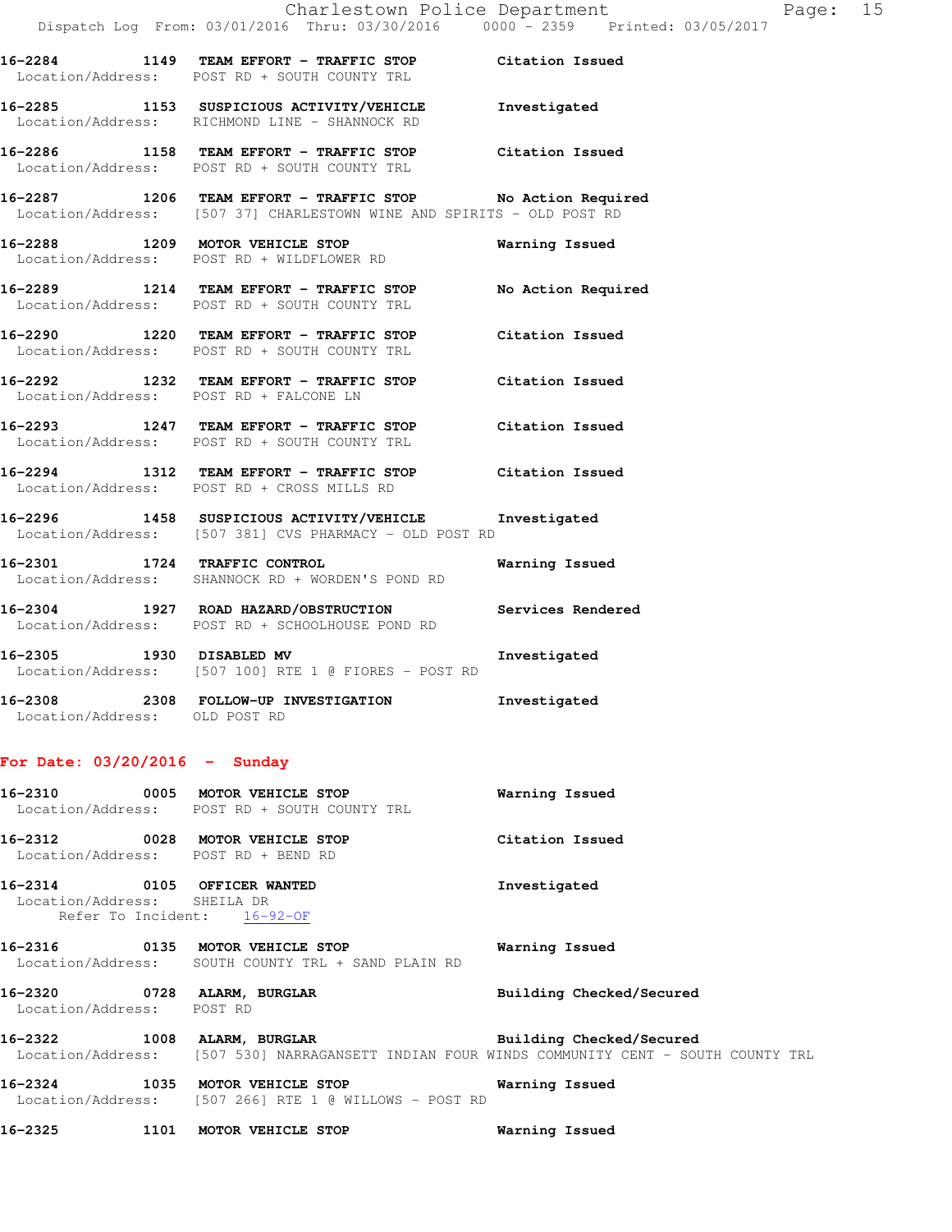16-2284 1149 TEAM EFFORT - TRAFFIC STOP Citation Issued
Location/Address: POST RD + SOUTH COUNTY TRL

16-2285 1153 SUSPICIOUS ACTIVITY/VEHICLE Investigated
Location/Address: RICHMOND LINE - SHANNOCK RD

16-2286 1158 TEAM EFFORT - TRAFFIC STOP Citation Issued
Location/Address: POST RD + SOUTH COUNTY TRL

16-2287 1206 TEAM EFFORT - TRAFFIC STOP No Action Required
Location/Address: [507 37] CHARLESTOWN WINE AND SPIRITS - OLD POST RD

16-2288 1209 MOTOR VEHICLE STOP Warning Issued
Location/Address: POST RD + WILDFLOWER RD

16-2289 1214 TEAM EFFORT - TRAFFIC STOP No Action Required
Location/Address: POST RD + SOUTH COUNTY TRL

16-2290 1220 TEAM EFFORT - TRAFFIC STOP Citation Issued
Location/Address: POST RD + SOUTH COUNTY TRL

16-2292 1232 TEAM EFFORT - TRAFFIC STOP Citation Issued
Location/Address: POST RD + FALCONE LN

16-2293 1247 TEAM EFFORT - TRAFFIC STOP Citation Issued
Location/Address: POST RD + SOUTH COUNTY TRL

16-2294 1312 TEAM EFFORT - TRAFFIC STOP Citation Issued
Location/Address: POST RD + CROSS MILLS RD

16-2296 1458 SUSPICIOUS ACTIVITY/VEHICLE Investigated
Location/Address: [507 381] CVS PHARMACY - OLD POST RD

16-2301 1724 TRAFFIC CONTROL Warning Issued
Location/Address: SHANNOCK RD + WORDEN'S POND RD

16-2304 1927 ROAD HAZARD/OBSTRUCTION Services Rendered
Location/Address: POST RD + SCHOOLHOUSE POND RD

16-2305 1930 DISABLED MV Investigated
Location/Address: [507 100] RTE 1 @ FIORES - POST RD

16-2308 2308 FOLLOW-UP INVESTIGATION Investigated
Location/Address: OLD POST RD

**For Date: 03/20/2016 - Sunday**

16-2310 0005 MOTOR VEHICLE STOP Warning Issued
Location/Address: POST RD + SOUTH COUNTY TRL

16-2312 0028 MOTOR VEHICLE STOP Citation Issued
Location/Address: POST RD + BEND RD

16-2314 0105 OFFICER WANTED Investigated
Location/Address: SHEILA DR
Refer To Incident: 16-92-OF

16-2316 0135 MOTOR VEHICLE STOP Warning Issued
Location/Address: SOUTH COUNTY TRL + SAND PLAIN RD

16-2320 0728 ALARM, BURGLAR Building Checked/Secured
Location/Address: POST RD

16-2322 1008 ALARM, BURGLAR Building Checked/Secured
Location/Address: [507 530] NARRAGANSETT INDIAN FOUR WINDS COMMUNITY CENT - SOUTH COUNTY TRL

16-2324 1035 MOTOR VEHICLE STOP Warning Issued
Location/Address: [507 266] RTE 1 @ WILLOWS - POST RD

16-2325 1101 MOTOR VEHICLE STOP Warning Issued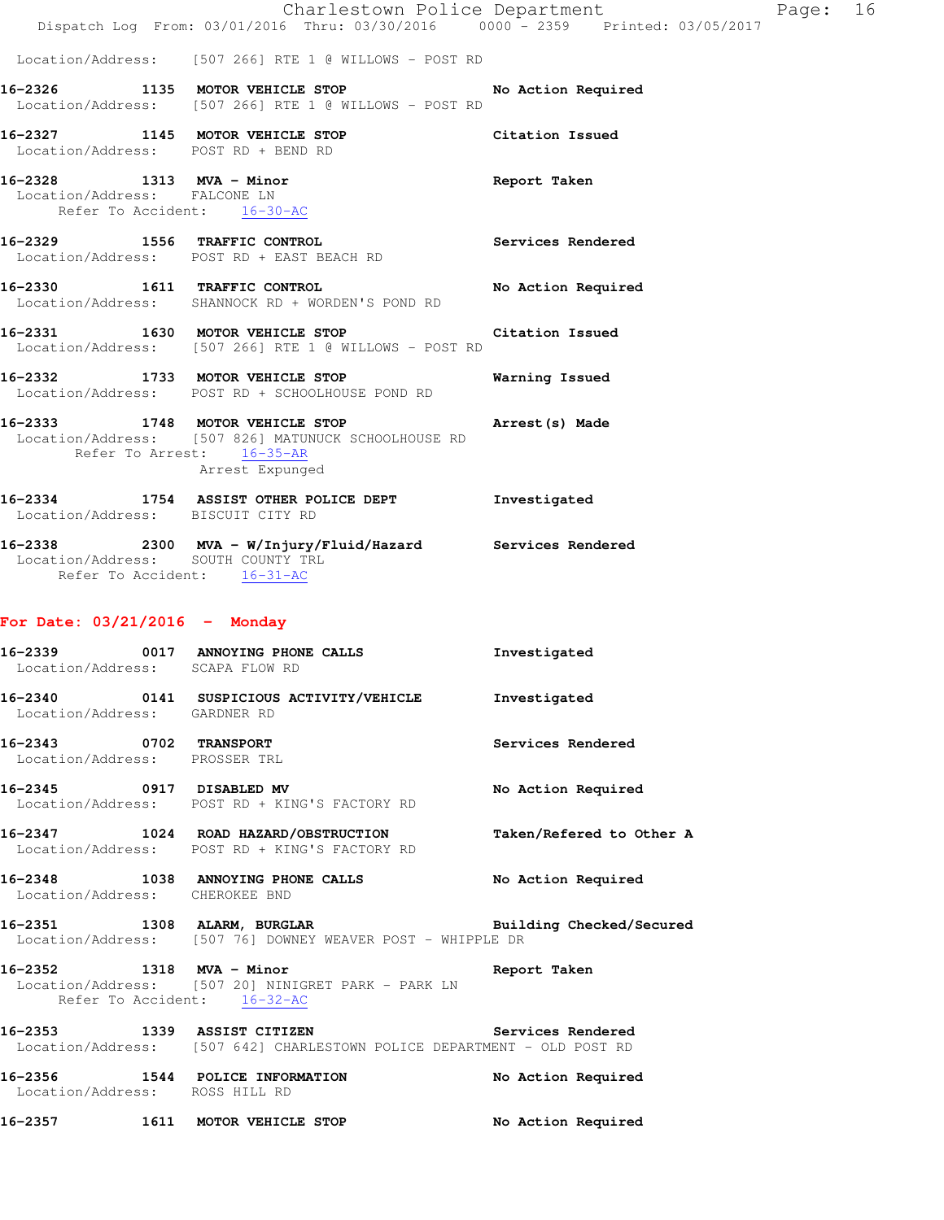Location/Address: [507 266] RTE 1 @ WILLOWS - POST RD

**16-2326 1135 MOTOR VEHICLE STOP** No Action Required
Location/Address: [507 266] RTE 1 @ WILLOWS - POST RD

**16-2327 1145 MOTOR VEHICLE STOP** Citation Issued
Location/Address: POST RD + BEND RD

**16-2328 1313 MVA - Minor** Report Taken
Location/Address: FALCONE LN
Refer To Accident: 16-30-AC

**16-2329 1556 TRAFFIC CONTROL** Services Rendered
Location/Address: POST RD + EAST BEACH RD

**16-2330 1611 TRAFFIC CONTROL** No Action Required
Location/Address: SHANNOCK RD + WORDEN'S POND RD

**16-2331 1630 MOTOR VEHICLE STOP** Citation Issued
Location/Address: [507 266] RTE 1 @ WILLOWS - POST RD

**16-2332 1733 MOTOR VEHICLE STOP** Warning Issued
Location/Address: POST RD + SCHOOLHOUSE POND RD

**16-2333 1748 MOTOR VEHICLE STOP** Arrest(s) Made
Location/Address: [507 826] MATUNUCK SCHOOLHOUSE RD
Refer To Arrest: 16-35-AR
Arrest Expunged

**16-2334 1754 ASSIST OTHER POLICE DEPT** Investigated
Location/Address: BISCUIT CITY RD

**16-2338 2300 MVA - W/Injury/Fluid/Hazard** Services Rendered
Location/Address: SOUTH COUNTY TRL
Refer To Accident: 16-31-AC

## For Date: 03/21/2016 - Monday

**16-2339 0017 ANNOYING PHONE CALLS** Investigated
Location/Address: SCAPA FLOW RD

**16-2340 0141 SUSPICIOUS ACTIVITY/VEHICLE** Investigated
Location/Address: GARDNER RD

**16-2343 0702 TRANSPORT** Services Rendered
Location/Address: PROSSER TRL

**16-2345 0917 DISABLED MV** No Action Required
Location/Address: POST RD + KING'S FACTORY RD

**16-2347 1024 ROAD HAZARD/OBSTRUCTION** Taken/Refered to Other A
Location/Address: POST RD + KING'S FACTORY RD

**16-2348 1038 ANNOYING PHONE CALLS** No Action Required
Location/Address: CHEROKEE BND

**16-2351 1308 ALARM, BURGLAR** Building Checked/Secured
Location/Address: [507 76] DOWNEY WEAVER POST - WHIPPLE DR

**16-2352 1318 MVA - Minor** Report Taken
Location/Address: [507 20] NINIGRET PARK - PARK LN
Refer To Accident: 16-32-AC

**16-2353 1339 ASSIST CITIZEN** Services Rendered
Location/Address: [507 642] CHARLESTOWN POLICE DEPARTMENT - OLD POST RD

**16-2356 1544 POLICE INFORMATION** No Action Required
Location/Address: ROSS HILL RD

**16-2357 1611 MOTOR VEHICLE STOP** No Action Required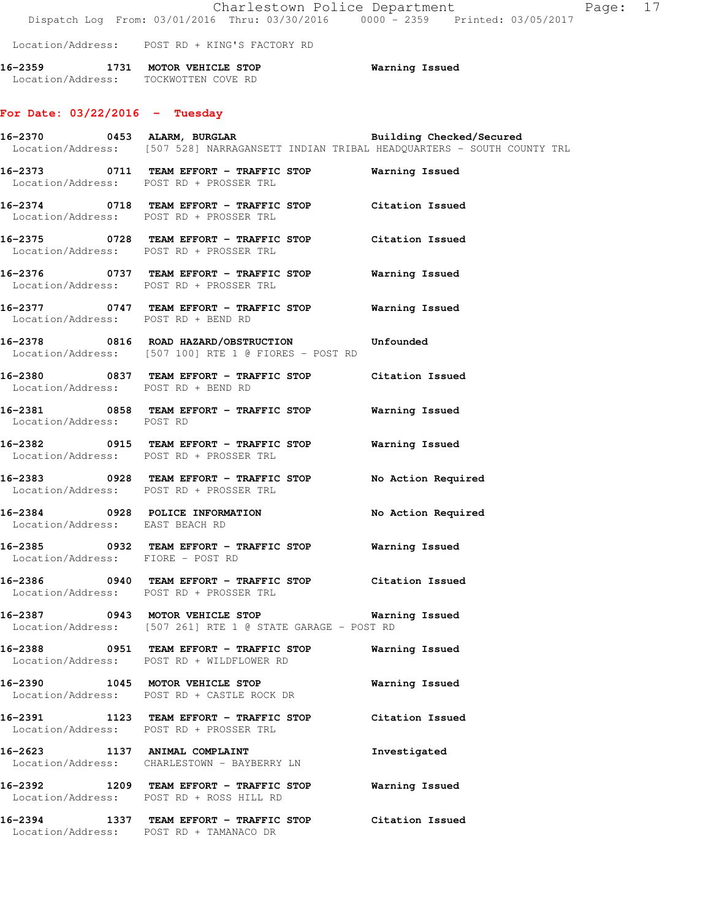Location/Address: POST RD + KING'S FACTORY RD

**16-2359 1731 MOTOR VEHICLE STOP** Warning Issued
Location/Address: TOCKWOTTEN COVE RD

## For Date: 03/22/2016 - Tuesday

**16-2370 0453 ALARM, BURGLAR** Building Checked/Secured
Location/Address: [507 528] NARRAGANSETT INDIAN TRIBAL HEADQUARTERS - SOUTH COUNTY TRL

**16-2373 0711 TEAM EFFORT - TRAFFIC STOP** Warning Issued
Location/Address: POST RD + PROSSER TRL

**16-2374 0718 TEAM EFFORT - TRAFFIC STOP** Citation Issued
Location/Address: POST RD + PROSSER TRL

**16-2375 0728 TEAM EFFORT - TRAFFIC STOP** Citation Issued
Location/Address: POST RD + PROSSER TRL

**16-2376 0737 TEAM EFFORT - TRAFFIC STOP** Warning Issued
Location/Address: POST RD + PROSSER TRL

**16-2377 0747 TEAM EFFORT - TRAFFIC STOP** Warning Issued
Location/Address: POST RD + BEND RD

**16-2378 0816 ROAD HAZARD/OBSTRUCTION** Unfounded
Location/Address: [507 100] RTE 1 @ FIORES - POST RD

**16-2380 0837 TEAM EFFORT - TRAFFIC STOP** Citation Issued
Location/Address: POST RD + BEND RD

**16-2381 0858 TEAM EFFORT - TRAFFIC STOP** Warning Issued
Location/Address: POST RD

**16-2382 0915 TEAM EFFORT - TRAFFIC STOP** Warning Issued
Location/Address: POST RD + PROSSER TRL

**16-2383 0928 TEAM EFFORT - TRAFFIC STOP** No Action Required
Location/Address: POST RD + PROSSER TRL

**16-2384 0928 POLICE INFORMATION** No Action Required
Location/Address: EAST BEACH RD

**16-2385 0932 TEAM EFFORT - TRAFFIC STOP** Warning Issued
Location/Address: FIORE - POST RD

**16-2386 0940 TEAM EFFORT - TRAFFIC STOP** Citation Issued
Location/Address: POST RD + PROSSER TRL

**16-2387 0943 MOTOR VEHICLE STOP** Warning Issued
Location/Address: [507 261] RTE 1 @ STATE GARAGE - POST RD

**16-2388 0951 TEAM EFFORT - TRAFFIC STOP** Warning Issued
Location/Address: POST RD + WILDFLOWER RD

**16-2390 1045 MOTOR VEHICLE STOP** Warning Issued
Location/Address: POST RD + CASTLE ROCK DR

**16-2391 1123 TEAM EFFORT - TRAFFIC STOP** Citation Issued
Location/Address: POST RD + PROSSER TRL

**16-2623 1137 ANIMAL COMPLAINT** Investigated
Location/Address: CHARLESTOWN - BAYBERRY LN

**16-2392 1209 TEAM EFFORT - TRAFFIC STOP** Warning Issued
Location/Address: POST RD + ROSS HILL RD

**16-2394 1337 TEAM EFFORT - TRAFFIC STOP** Citation Issued
Location/Address: POST RD + TAMANACO DR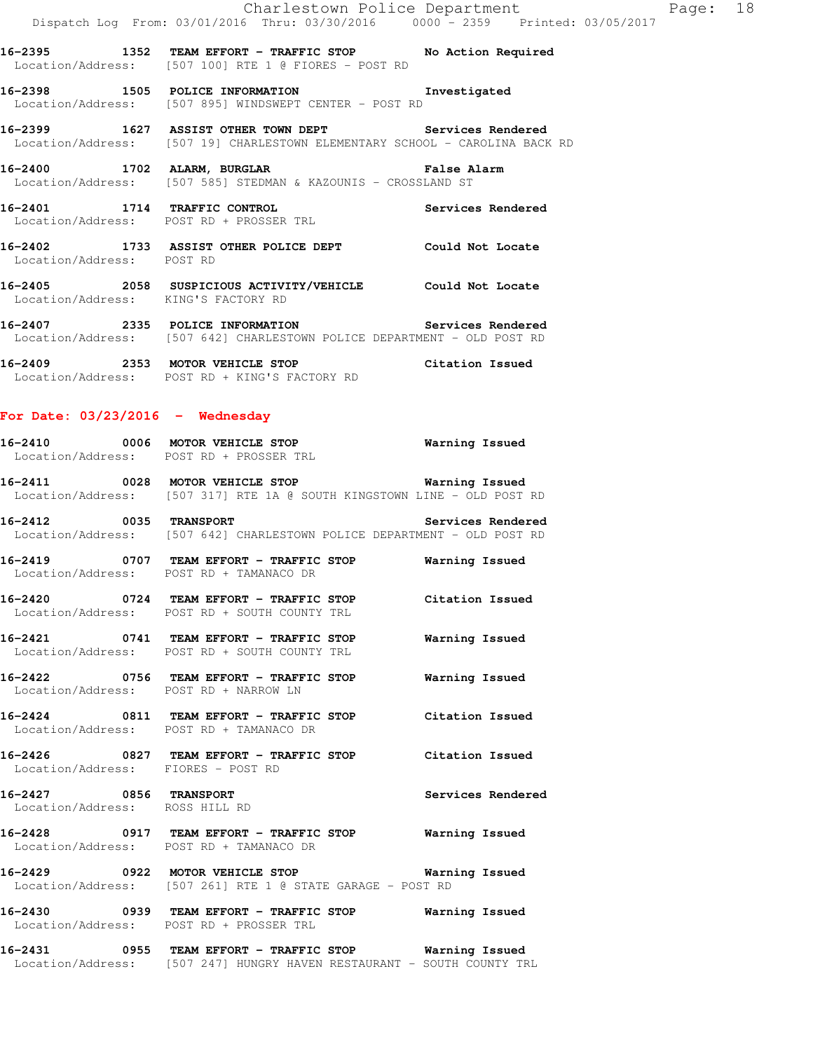16-2395 1352 TEAM EFFORT - TRAFFIC STOP No Action Required
Location/Address: [507 100] RTE 1 @ FIORES - POST RD

16-2398 1505 POLICE INFORMATION Investigated
Location/Address: [507 895] WINDSWEPT CENTER - POST RD

16-2399 1627 ASSIST OTHER TOWN DEPT Services Rendered
Location/Address: [507 19] CHARLESTOWN ELEMENTARY SCHOOL - CAROLINA BACK RD

16-2400 1702 ALARM, BURGLAR False Alarm
Location/Address: [507 585] STEDMAN & KAZOUNIS - CROSSLAND ST

16-2401 1714 TRAFFIC CONTROL Services Rendered
Location/Address: POST RD + PROSSER TRL

16-2402 1733 ASSIST OTHER POLICE DEPT Could Not Locate
Location/Address: POST RD

16-2405 2058 SUSPICIOUS ACTIVITY/VEHICLE Could Not Locate
Location/Address: KING'S FACTORY RD

16-2407 2335 POLICE INFORMATION Services Rendered
Location/Address: [507 642] CHARLESTOWN POLICE DEPARTMENT - OLD POST RD

16-2409 2353 MOTOR VEHICLE STOP Citation Issued
Location/Address: POST RD + KING'S FACTORY RD

## For Date: 03/23/2016 - Wednesday

16-2410 0006 MOTOR VEHICLE STOP Warning Issued
Location/Address: POST RD + PROSSER TRL

16-2411 0028 MOTOR VEHICLE STOP Warning Issued
Location/Address: [507 317] RTE 1A @ SOUTH KINGSTOWN LINE - OLD POST RD

16-2412 0035 TRANSPORT Services Rendered
Location/Address: [507 642] CHARLESTOWN POLICE DEPARTMENT - OLD POST RD

16-2419 0707 TEAM EFFORT - TRAFFIC STOP Warning Issued
Location/Address: POST RD + TAMANACO DR

16-2420 0724 TEAM EFFORT - TRAFFIC STOP Citation Issued
Location/Address: POST RD + SOUTH COUNTY TRL

16-2421 0741 TEAM EFFORT - TRAFFIC STOP Warning Issued
Location/Address: POST RD + SOUTH COUNTY TRL

16-2422 0756 TEAM EFFORT - TRAFFIC STOP Warning Issued
Location/Address: POST RD + NARROW LN

16-2424 0811 TEAM EFFORT - TRAFFIC STOP Citation Issued
Location/Address: POST RD + TAMANACO DR

16-2426 0827 TEAM EFFORT - TRAFFIC STOP Citation Issued
Location/Address: FIORES - POST RD

16-2427 0856 TRANSPORT Services Rendered
Location/Address: ROSS HILL RD

16-2428 0917 TEAM EFFORT - TRAFFIC STOP Warning Issued
Location/Address: POST RD + TAMANACO DR

16-2429 0922 MOTOR VEHICLE STOP Warning Issued
Location/Address: [507 261] RTE 1 @ STATE GARAGE - POST RD

16-2430 0939 TEAM EFFORT - TRAFFIC STOP Warning Issued
Location/Address: POST RD + PROSSER TRL

16-2431 0955 TEAM EFFORT - TRAFFIC STOP Warning Issued
Location/Address: [507 247] HUNGRY HAVEN RESTAURANT - SOUTH COUNTY TRL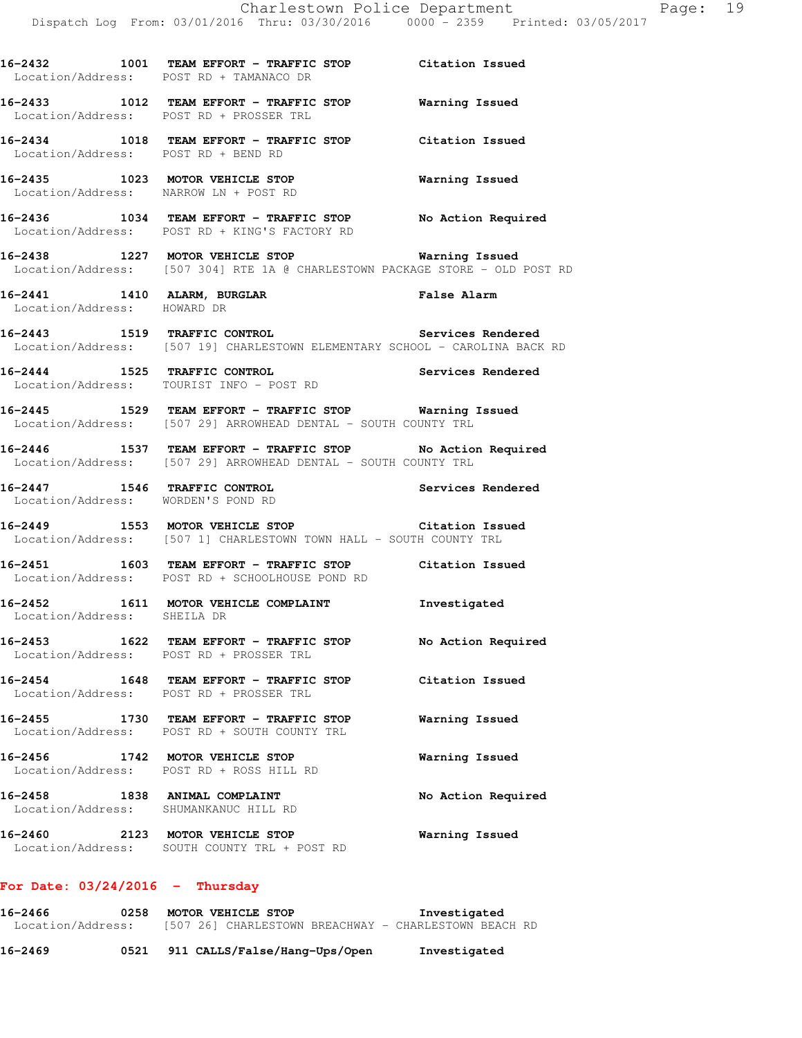16-2432 1001 **TEAM EFFORT - TRAFFIC STOP** Citation Issued
Location/Address: POST RD + TAMANACO DR

16-2433 1012 **TEAM EFFORT - TRAFFIC STOP** Warning Issued
Location/Address: POST RD + PROSSER TRL

16-2434 1018 **TEAM EFFORT - TRAFFIC STOP** Citation Issued
Location/Address: POST RD + BEND RD

16-2435 1023 **MOTOR VEHICLE STOP** Warning Issued
Location/Address: NARROW LN + POST RD

16-2436 1034 **TEAM EFFORT - TRAFFIC STOP** No Action Required
Location/Address: POST RD + KING'S FACTORY RD

16-2438 1227 **MOTOR VEHICLE STOP** Warning Issued
Location/Address: [507 304] RTE 1A @ CHARLESTOWN PACKAGE STORE - OLD POST RD

16-2441 1410 **ALARM, BURGLAR** False Alarm
Location/Address: HOWARD DR

16-2443 1519 **TRAFFIC CONTROL** Services Rendered
Location/Address: [507 19] CHARLESTOWN ELEMENTARY SCHOOL - CAROLINA BACK RD

16-2444 1525 **TRAFFIC CONTROL** Services Rendered
Location/Address: TOURIST INFO - POST RD

16-2445 1529 **TEAM EFFORT - TRAFFIC STOP** Warning Issued
Location/Address: [507 29] ARROWHEAD DENTAL - SOUTH COUNTY TRL

16-2446 1537 **TEAM EFFORT - TRAFFIC STOP** No Action Required
Location/Address: [507 29] ARROWHEAD DENTAL - SOUTH COUNTY TRL

16-2447 1546 **TRAFFIC CONTROL** Services Rendered
Location/Address: WORDEN'S POND RD

16-2449 1553 **MOTOR VEHICLE STOP** Citation Issued
Location/Address: [507 1] CHARLESTOWN TOWN HALL - SOUTH COUNTY TRL

16-2451 1603 **TEAM EFFORT - TRAFFIC STOP** Citation Issued
Location/Address: POST RD + SCHOOLHOUSE POND RD

16-2452 1611 **MOTOR VEHICLE COMPLAINT** Investigated
Location/Address: SHEILA DR

16-2453 1622 **TEAM EFFORT - TRAFFIC STOP** No Action Required
Location/Address: POST RD + PROSSER TRL

16-2454 1648 **TEAM EFFORT - TRAFFIC STOP** Citation Issued
Location/Address: POST RD + PROSSER TRL

16-2455 1730 **TEAM EFFORT - TRAFFIC STOP** Warning Issued
Location/Address: POST RD + SOUTH COUNTY TRL

16-2456 1742 **MOTOR VEHICLE STOP** Warning Issued
Location/Address: POST RD + ROSS HILL RD

16-2458 1838 **ANIMAL COMPLAINT** No Action Required
Location/Address: SHUMANKANUC HILL RD

16-2460 2123 **MOTOR VEHICLE STOP** Warning Issued
Location/Address: SOUTH COUNTY TRL + POST RD

**For Date: 03/24/2016 - Thursday**

16-2466 0258 **MOTOR VEHICLE STOP** Investigated
Location/Address: [507 26] CHARLESTOWN BREACHWAY - CHARLESTOWN BEACH RD

16-2469 0521 **911 CALLS/False/Hang-Ups/Open** Investigated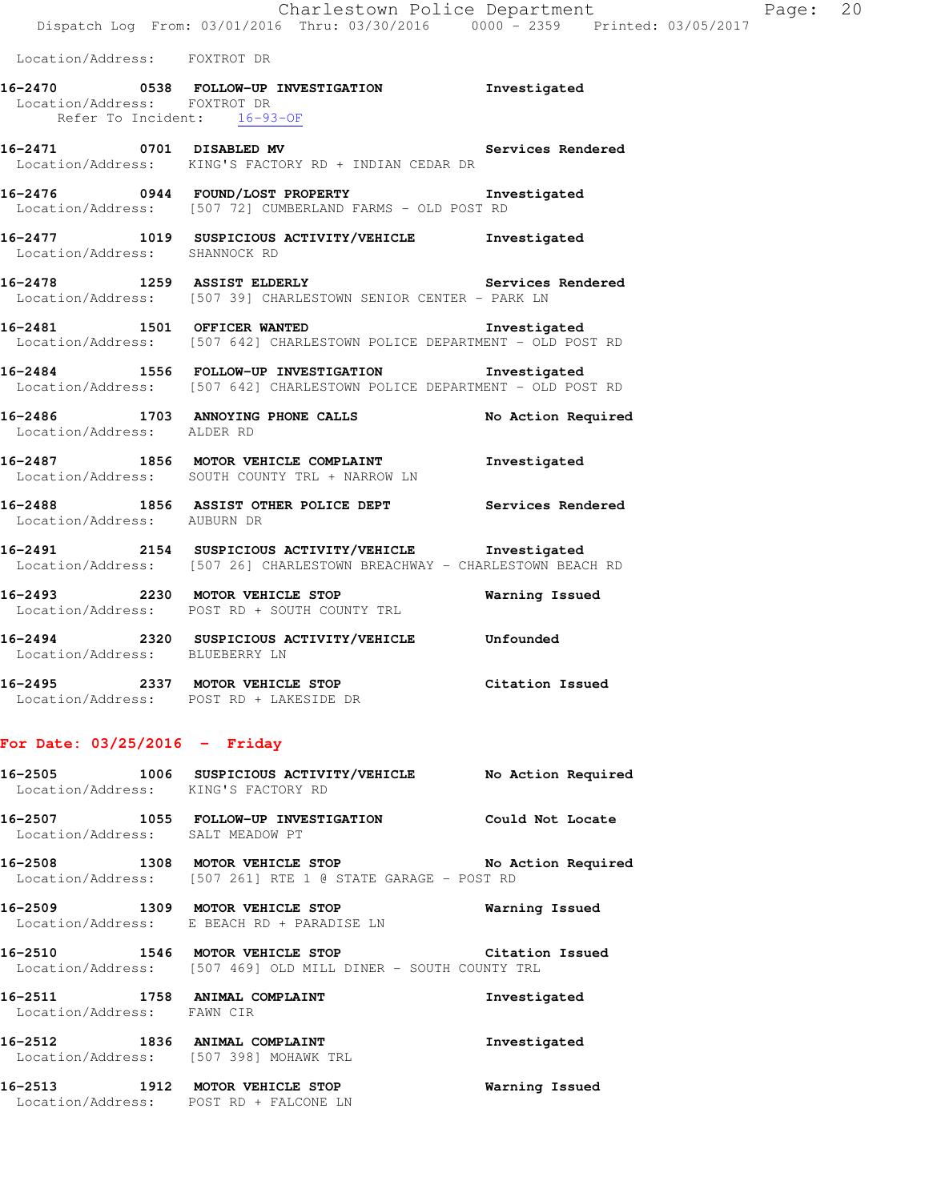Location/Address: FOXTROT DR

**16-2470 0538 FOLLOW-UP INVESTIGATION Investigated**
Location/Address: FOXTROT DR
Refer To Incident: 16-93-OF

**16-2471 0701 DISABLED MV Services Rendered**
Location/Address: KING'S FACTORY RD + INDIAN CEDAR DR

**16-2476 0944 FOUND/LOST PROPERTY Investigated**
Location/Address: [507 72] CUMBERLAND FARMS - OLD POST RD

**16-2477 1019 SUSPICIOUS ACTIVITY/VEHICLE Investigated**
Location/Address: SHANNOCK RD

**16-2478 1259 ASSIST ELDERLY Services Rendered**
Location/Address: [507 39] CHARLESTOWN SENIOR CENTER - PARK LN

**16-2481 1501 OFFICER WANTED Investigated**
Location/Address: [507 642] CHARLESTOWN POLICE DEPARTMENT - OLD POST RD

**16-2484 1556 FOLLOW-UP INVESTIGATION Investigated**
Location/Address: [507 642] CHARLESTOWN POLICE DEPARTMENT - OLD POST RD

**16-2486 1703 ANNOYING PHONE CALLS No Action Required**
Location/Address: ALDER RD

**16-2487 1856 MOTOR VEHICLE COMPLAINT Investigated**
Location/Address: SOUTH COUNTY TRL + NARROW LN

**16-2488 1856 ASSIST OTHER POLICE DEPT Services Rendered**
Location/Address: AUBURN DR

**16-2491 2154 SUSPICIOUS ACTIVITY/VEHICLE Investigated**
Location/Address: [507 26] CHARLESTOWN BREACHWAY - CHARLESTOWN BEACH RD

**16-2493 2230 MOTOR VEHICLE STOP Warning Issued**
Location/Address: POST RD + SOUTH COUNTY TRL

**16-2494 2320 SUSPICIOUS ACTIVITY/VEHICLE Unfounded**
Location/Address: BLUEBERRY LN

**16-2495 2337 MOTOR VEHICLE STOP Citation Issued**
Location/Address: POST RD + LAKESIDE DR

## For Date: 03/25/2016 - Friday

**16-2505 1006 SUSPICIOUS ACTIVITY/VEHICLE No Action Required**
Location/Address: KING'S FACTORY RD

**16-2507 1055 FOLLOW-UP INVESTIGATION Could Not Locate**
Location/Address: SALT MEADOW PT

**16-2508 1308 MOTOR VEHICLE STOP No Action Required**
Location/Address: [507 261] RTE 1 @ STATE GARAGE - POST RD

**16-2509 1309 MOTOR VEHICLE STOP Warning Issued**
Location/Address: E BEACH RD + PARADISE LN

**16-2510 1546 MOTOR VEHICLE STOP Citation Issued**
Location/Address: [507 469] OLD MILL DINER - SOUTH COUNTY TRL

**16-2511 1758 ANIMAL COMPLAINT Investigated**
Location/Address: FAWN CIR

**16-2512 1836 ANIMAL COMPLAINT Investigated**
Location/Address: [507 398] MOHAWK TRL

**16-2513 1912 MOTOR VEHICLE STOP Warning Issued**
Location/Address: POST RD + FALCONE LN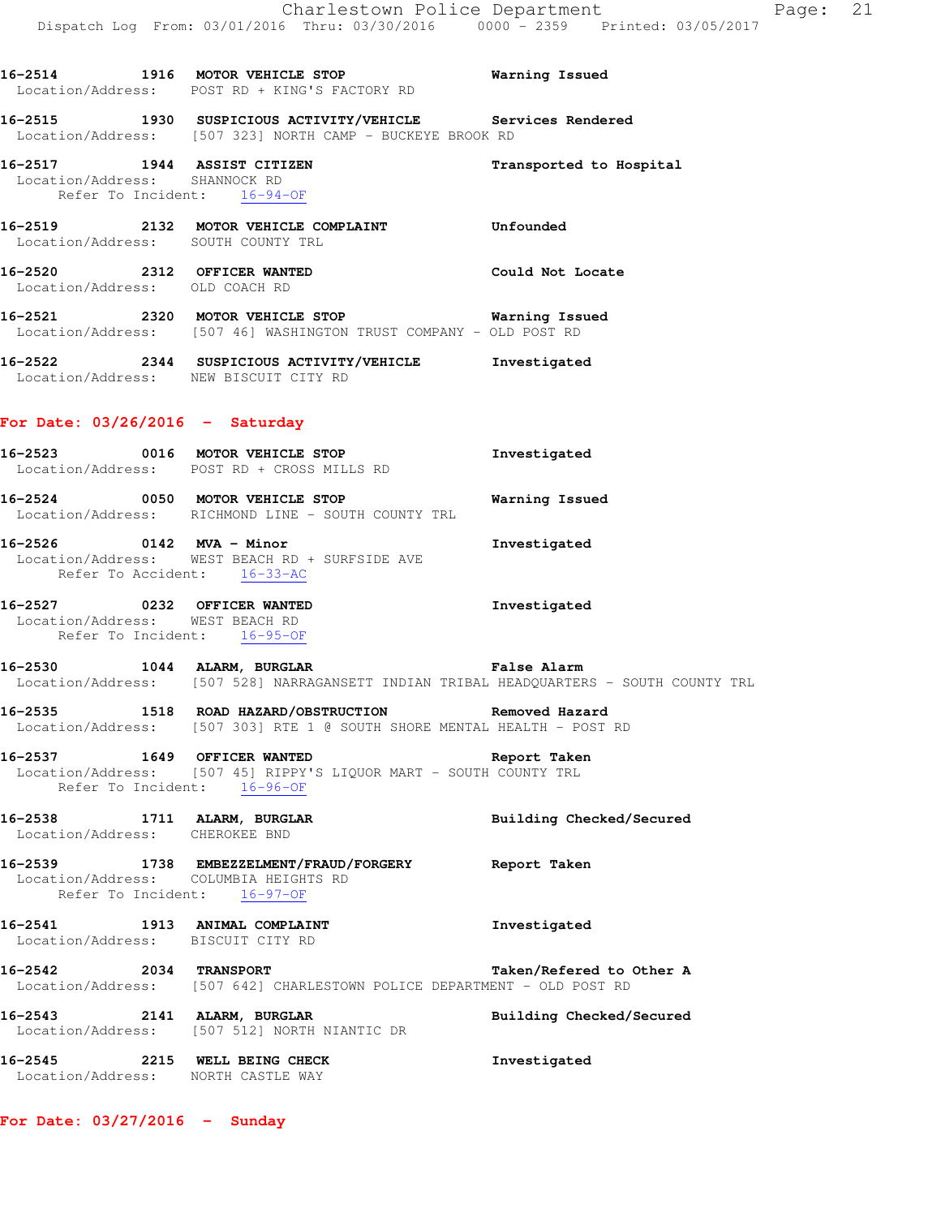16-2514 1916 MOTOR VEHICLE STOP Warning Issued
Location/Address: POST RD + KING'S FACTORY RD

16-2515 1930 SUSPICIOUS ACTIVITY/VEHICLE Services Rendered
Location/Address: [507 323] NORTH CAMP - BUCKEYE BROOK RD

16-2517 1944 ASSIST CITIZEN Transported to Hospital
Location/Address: SHANNOCK RD
Refer To Incident: 16-94-OF

16-2519 2132 MOTOR VEHICLE COMPLAINT Unfounded
Location/Address: SOUTH COUNTY TRL

16-2520 2312 OFFICER WANTED Could Not Locate
Location/Address: OLD COACH RD

16-2521 2320 MOTOR VEHICLE STOP Warning Issued
Location/Address: [507 46] WASHINGTON TRUST COMPANY - OLD POST RD

16-2522 2344 SUSPICIOUS ACTIVITY/VEHICLE Investigated
Location/Address: NEW BISCUIT CITY RD

## For Date: 03/26/2016 - Saturday

16-2523 0016 MOTOR VEHICLE STOP Investigated
Location/Address: POST RD + CROSS MILLS RD

16-2524 0050 MOTOR VEHICLE STOP Warning Issued
Location/Address: RICHMOND LINE - SOUTH COUNTY TRL

16-2526 0142 MVA - Minor Investigated
Location/Address: WEST BEACH RD + SURFSIDE AVE
Refer To Accident: 16-33-AC

16-2527 0232 OFFICER WANTED Investigated
Location/Address: WEST BEACH RD
Refer To Incident: 16-95-OF

16-2530 1044 ALARM, BURGLAR False Alarm
Location/Address: [507 528] NARRAGANSETT INDIAN TRIBAL HEADQUARTERS - SOUTH COUNTY TRL

16-2535 1518 ROAD HAZARD/OBSTRUCTION Removed Hazard
Location/Address: [507 303] RTE 1 @ SOUTH SHORE MENTAL HEALTH - POST RD

16-2537 1649 OFFICER WANTED Report Taken
Location/Address: [507 45] RIPPY'S LIQUOR MART - SOUTH COUNTY TRL
Refer To Incident: 16-96-OF

16-2538 1711 ALARM, BURGLAR Building Checked/Secured
Location/Address: CHEROKEE BND

16-2539 1738 EMBEZZELMENT/FRAUD/FORGERY Report Taken
Location/Address: COLUMBIA HEIGHTS RD
Refer To Incident: 16-97-OF

16-2541 1913 ANIMAL COMPLAINT Investigated
Location/Address: BISCUIT CITY RD

16-2542 2034 TRANSPORT Taken/Refered to Other A
Location/Address: [507 642] CHARLESTOWN POLICE DEPARTMENT - OLD POST RD

16-2543 2141 ALARM, BURGLAR Building Checked/Secured
Location/Address: [507 512] NORTH NIANTIC DR

16-2545 2215 WELL BEING CHECK Investigated
Location/Address: NORTH CASTLE WAY

## For Date: 03/27/2016 - Sunday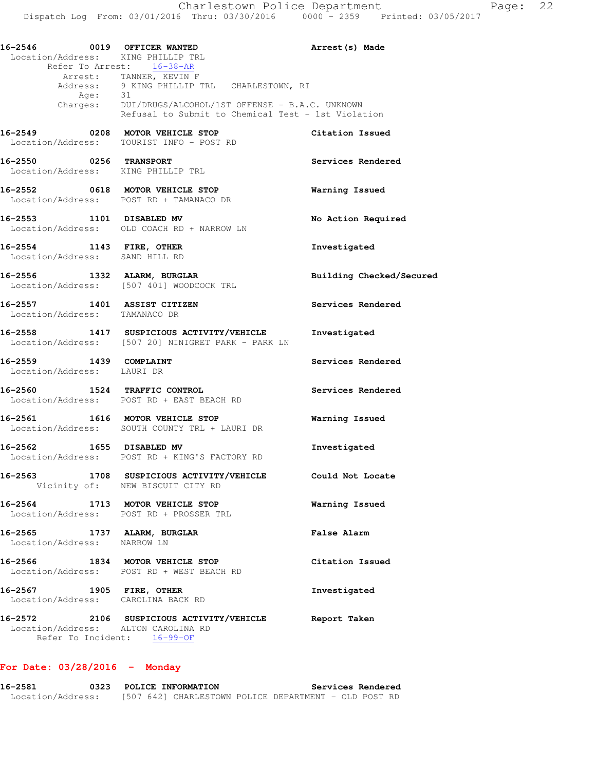**16-2546** 0019 **OFFICER WANTED** Arrest(s) Made
Location/Address: KING PHILLIP TRL
Refer To Arrest: 16-38-AR
Arrest: TANNER, KEVIN F
Address: 9 KING PHILLIP TRL CHARLESTOWN, RI
Age: 31
Charges: DUI/DRUGS/ALCOHOL/1ST OFFENSE - B.A.C. UNKNOWN
Refusal to Submit to Chemical Test - 1st Violation

**16-2549** 0208 **MOTOR VEHICLE STOP** Citation Issued
Location/Address: TOURIST INFO - POST RD

**16-2550** 0256 **TRANSPORT** Services Rendered
Location/Address: KING PHILLIP TRL

**16-2552** 0618 **MOTOR VEHICLE STOP** Warning Issued
Location/Address: POST RD + TAMANACO DR

**16-2553** 1101 **DISABLED MV** No Action Required
Location/Address: OLD COACH RD + NARROW LN

**16-2554** 1143 **FIRE, OTHER** Investigated
Location/Address: SAND HILL RD

**16-2556** 1332 **ALARM, BURGLAR** Building Checked/Secured
Location/Address: [507 401] WOODCOCK TRL

**16-2557** 1401 **ASSIST CITIZEN** Services Rendered
Location/Address: TAMANACO DR

**16-2558** 1417 **SUSPICIOUS ACTIVITY/VEHICLE** Investigated
Location/Address: [507 20] NINIGRET PARK - PARK LN

**16-2559** 1439 **COMPLAINT** Services Rendered
Location/Address: LAURI DR

**16-2560** 1524 **TRAFFIC CONTROL** Services Rendered
Location/Address: POST RD + EAST BEACH RD

**16-2561** 1616 **MOTOR VEHICLE STOP** Warning Issued
Location/Address: SOUTH COUNTY TRL + LAURI DR

**16-2562** 1655 **DISABLED MV** Investigated
Location/Address: POST RD + KING'S FACTORY RD

**16-2563** 1708 **SUSPICIOUS ACTIVITY/VEHICLE** Could Not Locate
Vicinity of: NEW BISCUIT CITY RD

**16-2564** 1713 **MOTOR VEHICLE STOP** Warning Issued
Location/Address: POST RD + PROSSER TRL

**16-2565** 1737 **ALARM, BURGLAR** False Alarm
Location/Address: NARROW LN

**16-2566** 1834 **MOTOR VEHICLE STOP** Citation Issued
Location/Address: POST RD + WEST BEACH RD

**16-2567** 1905 **FIRE, OTHER** Investigated
Location/Address: CAROLINA BACK RD

**16-2572** 2106 **SUSPICIOUS ACTIVITY/VEHICLE** Report Taken
Location/Address: ALTON CAROLINA RD
Refer To Incident: 16-99-OF

## For Date: 03/28/2016 - Monday

**16-2581** 0323 **POLICE INFORMATION** Services Rendered
Location/Address: [507 642] CHARLESTOWN POLICE DEPARTMENT - OLD POST RD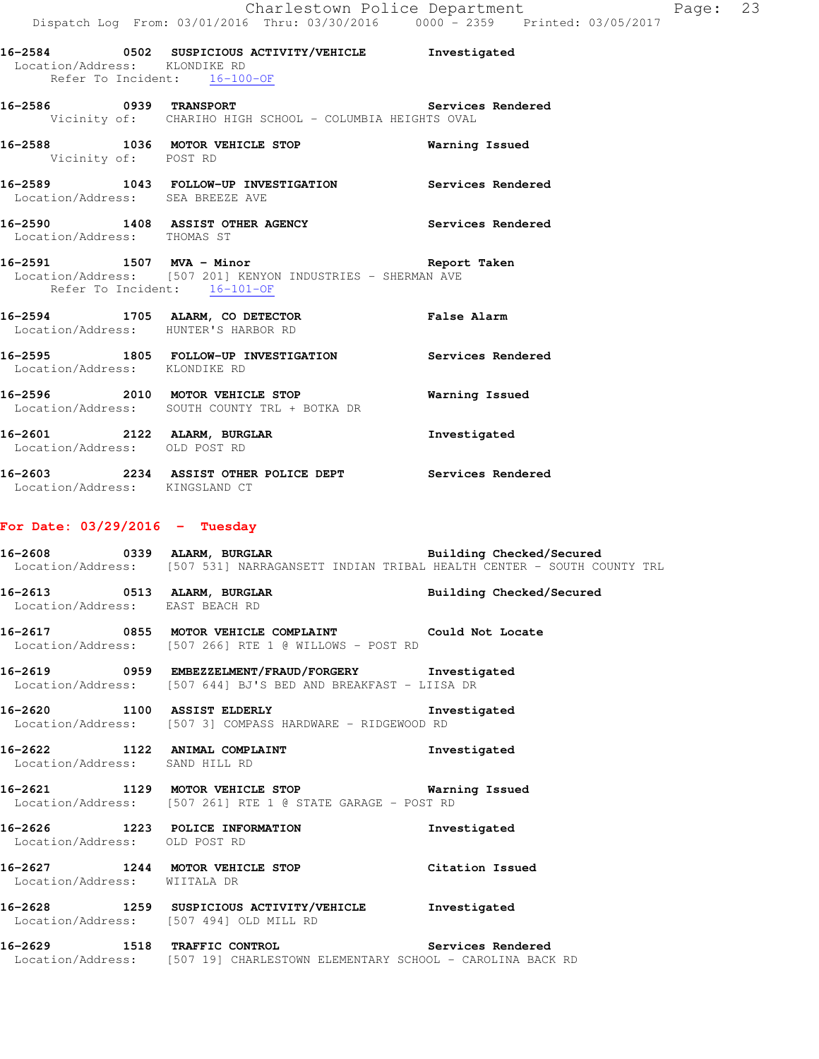16-2584 0502 SUSPICIOUS ACTIVITY/VEHICLE Investigated
Location/Address: KLONDIKE RD
Refer To Incident: 16-100-OF

16-2586 0939 TRANSPORT Services Rendered
Vicinity of: CHARIHO HIGH SCHOOL - COLUMBIA HEIGHTS OVAL

16-2588 1036 MOTOR VEHICLE STOP Warning Issued
Vicinity of: POST RD

16-2589 1043 FOLLOW-UP INVESTIGATION Services Rendered
Location/Address: SEA BREEZE AVE

16-2590 1408 ASSIST OTHER AGENCY Services Rendered
Location/Address: THOMAS ST

16-2591 1507 MVA - Minor Report Taken
Location/Address: [507 201] KENYON INDUSTRIES - SHERMAN AVE
Refer To Incident: 16-101-OF

16-2594 1705 ALARM, CO DETECTOR False Alarm
Location/Address: HUNTER'S HARBOR RD

16-2595 1805 FOLLOW-UP INVESTIGATION Services Rendered
Location/Address: KLONDIKE RD

16-2596 2010 MOTOR VEHICLE STOP Warning Issued
Location/Address: SOUTH COUNTY TRL + BOTKA DR

16-2601 2122 ALARM, BURGLAR Investigated
Location/Address: OLD POST RD

16-2603 2234 ASSIST OTHER POLICE DEPT Services Rendered
Location/Address: KINGSLAND CT

**For Date: 03/29/2016 - Tuesday**

16-2608 0339 ALARM, BURGLAR Building Checked/Secured
Location/Address: [507 531] NARRAGANSETT INDIAN TRIBAL HEALTH CENTER - SOUTH COUNTY TRL

16-2613 0513 ALARM, BURGLAR Building Checked/Secured
Location/Address: EAST BEACH RD

16-2617 0855 MOTOR VEHICLE COMPLAINT Could Not Locate
Location/Address: [507 266] RTE 1 @ WILLOWS - POST RD

16-2619 0959 EMBEZZELMENT/FRAUD/FORGERY Investigated
Location/Address: [507 644] BJ'S BED AND BREAKFAST - LIISA DR

16-2620 1100 ASSIST ELDERLY Investigated
Location/Address: [507 3] COMPASS HARDWARE - RIDGEWOOD RD

16-2622 1122 ANIMAL COMPLAINT Investigated
Location/Address: SAND HILL RD

16-2621 1129 MOTOR VEHICLE STOP Warning Issued
Location/Address: [507 261] RTE 1 @ STATE GARAGE - POST RD

16-2626 1223 POLICE INFORMATION Investigated
Location/Address: OLD POST RD

16-2627 1244 MOTOR VEHICLE STOP Citation Issued
Location/Address: WIITALA DR

16-2628 1259 SUSPICIOUS ACTIVITY/VEHICLE Investigated
Location/Address: [507 494] OLD MILL RD

16-2629 1518 TRAFFIC CONTROL Services Rendered
Location/Address: [507 19] CHARLESTOWN ELEMENTARY SCHOOL - CAROLINA BACK RD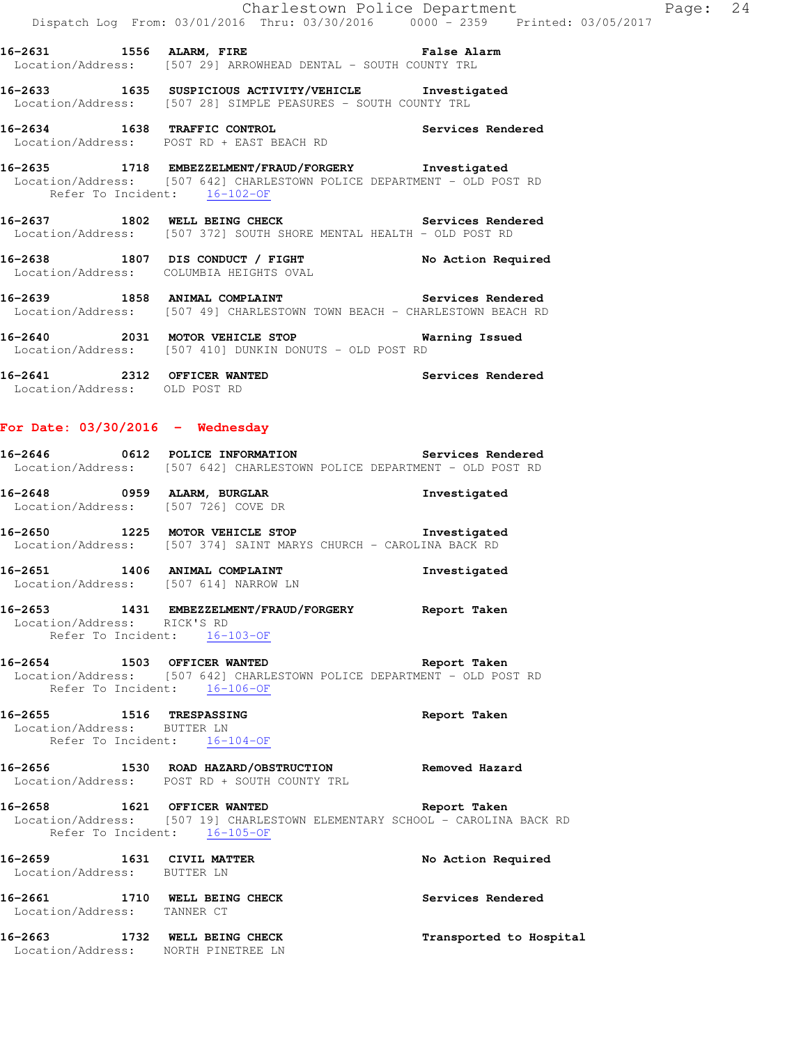16-2631 1556 ALARM, FIRE False Alarm
Location/Address: [507 29] ARROWHEAD DENTAL - SOUTH COUNTY TRL

16-2633 1635 SUSPICIOUS ACTIVITY/VEHICLE Investigated
Location/Address: [507 28] SIMPLE PEASURES - SOUTH COUNTY TRL

16-2634 1638 TRAFFIC CONTROL Services Rendered
Location/Address: POST RD + EAST BEACH RD

16-2635 1718 EMBEZZELMENT/FRAUD/FORGERY Investigated
Location/Address: [507 642] CHARLESTOWN POLICE DEPARTMENT - OLD POST RD
Refer To Incident: 16-102-OF

16-2637 1802 WELL BEING CHECK Services Rendered
Location/Address: [507 372] SOUTH SHORE MENTAL HEALTH - OLD POST RD

16-2638 1807 DIS CONDUCT / FIGHT No Action Required
Location/Address: COLUMBIA HEIGHTS OVAL

16-2639 1858 ANIMAL COMPLAINT Services Rendered
Location/Address: [507 49] CHARLESTOWN TOWN BEACH - CHARLESTOWN BEACH RD

16-2640 2031 MOTOR VEHICLE STOP Warning Issued
Location/Address: [507 410] DUNKIN DONUTS - OLD POST RD

16-2641 2312 OFFICER WANTED Services Rendered
Location/Address: OLD POST RD

**For Date: 03/30/2016 - Wednesday**

16-2646 0612 POLICE INFORMATION Services Rendered
Location/Address: [507 642] CHARLESTOWN POLICE DEPARTMENT - OLD POST RD

16-2648 0959 ALARM, BURGLAR Investigated
Location/Address: [507 726] COVE DR

16-2650 1225 MOTOR VEHICLE STOP Investigated
Location/Address: [507 374] SAINT MARYS CHURCH - CAROLINA BACK RD

16-2651 1406 ANIMAL COMPLAINT Investigated
Location/Address: [507 614] NARROW LN

16-2653 1431 EMBEZZELMENT/FRAUD/FORGERY Report Taken
Location/Address: RICK'S RD
Refer To Incident: 16-103-OF

16-2654 1503 OFFICER WANTED Report Taken
Location/Address: [507 642] CHARLESTOWN POLICE DEPARTMENT - OLD POST RD
Refer To Incident: 16-106-OF

16-2655 1516 TRESPASSING Report Taken
Location/Address: BUTTER LN
Refer To Incident: 16-104-OF

16-2656 1530 ROAD HAZARD/OBSTRUCTION Removed Hazard
Location/Address: POST RD + SOUTH COUNTY TRL

16-2658 1621 OFFICER WANTED Report Taken
Location/Address: [507 19] CHARLESTOWN ELEMENTARY SCHOOL - CAROLINA BACK RD
Refer To Incident: 16-105-OF

16-2659 1631 CIVIL MATTER No Action Required
Location/Address: BUTTER LN

16-2661 1710 WELL BEING CHECK Services Rendered
Location/Address: TANNER CT

16-2663 1732 WELL BEING CHECK Transported to Hospital
Location/Address: NORTH PINETREE LN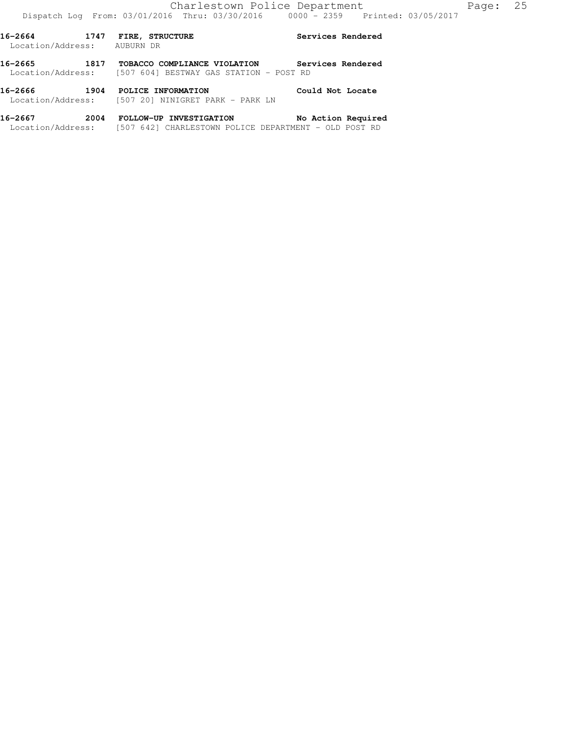**16-2664 1747 FIRE, STRUCTURE Services Rendered**
Location/Address: AUBURN DR

**16-2665 1817 TOBACCO COMPLIANCE VIOLATION Services Rendered**
Location/Address: [507 604] BESTWAY GAS STATION - POST RD

**16-2666 1904 POLICE INFORMATION Could Not Locate**
Location/Address: [507 20] NINIGRET PARK - PARK LN

**16-2667 2004 FOLLOW-UP INVESTIGATION No Action Required**
Location/Address: [507 642] CHARLESTOWN POLICE DEPARTMENT - OLD POST RD